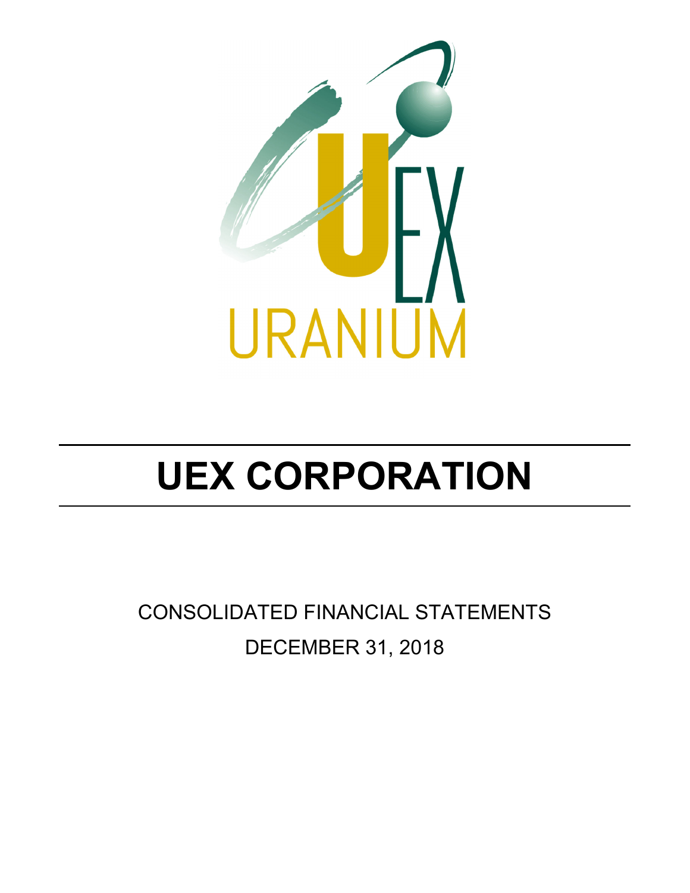# UEX CORPORATION

CONSOLIDATED FINANCIAL STATEMENTS

DECEMBER 31, 2018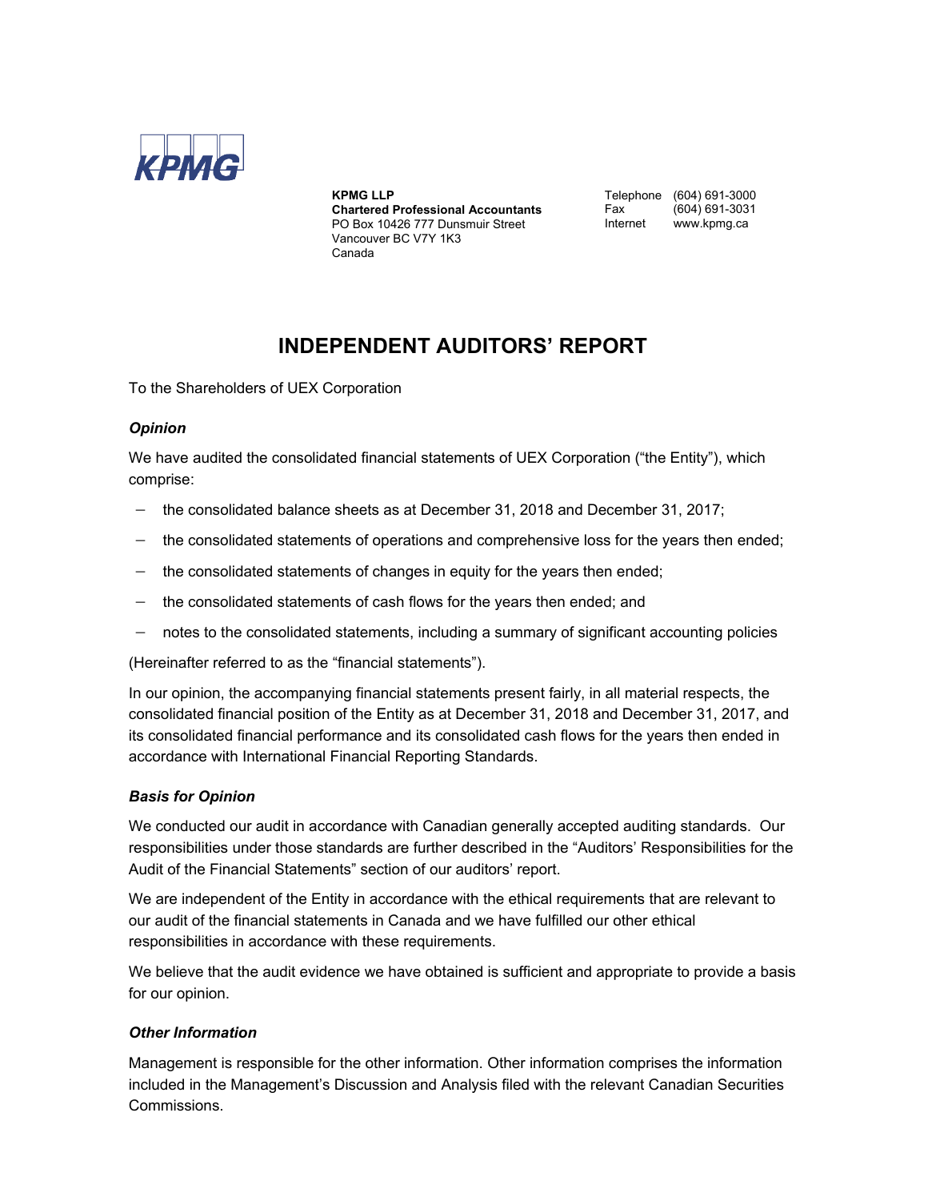KPMG

**KPMG LLP**
**Chartered Professional Accountants**
PO Box 10426 777 Dunsmuir Street
Vancouver BC V7Y 1K3
Canada

Telephone (604) 691-3000
Fax (604) 691-3031
Internet www.kpmg.ca

# INDEPENDENT AUDITORS' REPORT

To the Shareholders of UEX Corporation

### *Opinion*

We have audited the consolidated financial statements of UEX Corporation ("the Entity"), which comprise:

- the consolidated balance sheets as at December 31, 2018 and December 31, 2017;
- the consolidated statements of operations and comprehensive loss for the years then ended;
- the consolidated statements of changes in equity for the years then ended;
- the consolidated statements of cash flows for the years then ended; and
- notes to the consolidated statements, including a summary of significant accounting policies

(Hereinafter referred to as the "financial statements").

In our opinion, the accompanying financial statements present fairly, in all material respects, the consolidated financial position of the Entity as at December 31, 2018 and December 31, 2017, and its consolidated financial performance and its consolidated cash flows for the years then ended in accordance with International Financial Reporting Standards.

### *Basis for Opinion*

We conducted our audit in accordance with Canadian generally accepted auditing standards. Our responsibilities under those standards are further described in the "Auditors' Responsibilities for the Audit of the Financial Statements" section of our auditors' report.

We are independent of the Entity in accordance with the ethical requirements that are relevant to our audit of the financial statements in Canada and we have fulfilled our other ethical responsibilities in accordance with these requirements.

We believe that the audit evidence we have obtained is sufficient and appropriate to provide a basis for our opinion.

### *Other Information*

Management is responsible for the other information. Other information comprises the information included in the Management's Discussion and Analysis filed with the relevant Canadian Securities Commissions.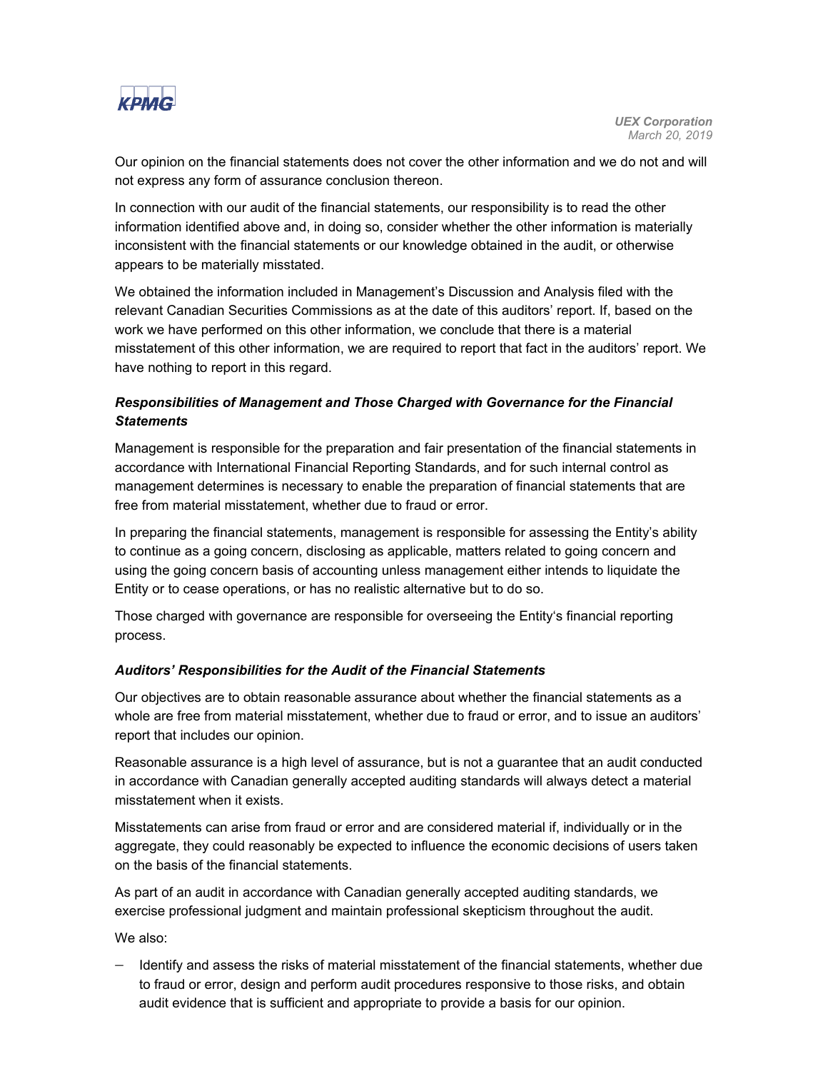Our opinion on the financial statements does not cover the other information and we do not and will not express any form of assurance conclusion thereon.

In connection with our audit of the financial statements, our responsibility is to read the other information identified above and, in doing so, consider whether the other information is materially inconsistent with the financial statements or our knowledge obtained in the audit, or otherwise appears to be materially misstated.

We obtained the information included in Management's Discussion and Analysis filed with the relevant Canadian Securities Commissions as at the date of this auditors' report. If, based on the work we have performed on this other information, we conclude that there is a material misstatement of this other information, we are required to report that fact in the auditors' report. We have nothing to report in this regard.

***Responsibilities of Management and Those Charged with Governance for the Financial Statements***

Management is responsible for the preparation and fair presentation of the financial statements in accordance with International Financial Reporting Standards, and for such internal control as management determines is necessary to enable the preparation of financial statements that are free from material misstatement, whether due to fraud or error.

In preparing the financial statements, management is responsible for assessing the Entity's ability to continue as a going concern, disclosing as applicable, matters related to going concern and using the going concern basis of accounting unless management either intends to liquidate the Entity or to cease operations, or has no realistic alternative but to do so.

Those charged with governance are responsible for overseeing the Entity's financial reporting process.

***Auditors' Responsibilities for the Audit of the Financial Statements***

Our objectives are to obtain reasonable assurance about whether the financial statements as a whole are free from material misstatement, whether due to fraud or error, and to issue an auditors' report that includes our opinion.

Reasonable assurance is a high level of assurance, but is not a guarantee that an audit conducted in accordance with Canadian generally accepted auditing standards will always detect a material misstatement when it exists.

Misstatements can arise from fraud or error and are considered material if, individually or in the aggregate, they could reasonably be expected to influence the economic decisions of users taken on the basis of the financial statements.

As part of an audit in accordance with Canadian generally accepted auditing standards, we exercise professional judgment and maintain professional skepticism throughout the audit.

We also:

- Identify and assess the risks of material misstatement of the financial statements, whether due to fraud or error, design and perform audit procedures responsive to those risks, and obtain audit evidence that is sufficient and appropriate to provide a basis for our opinion.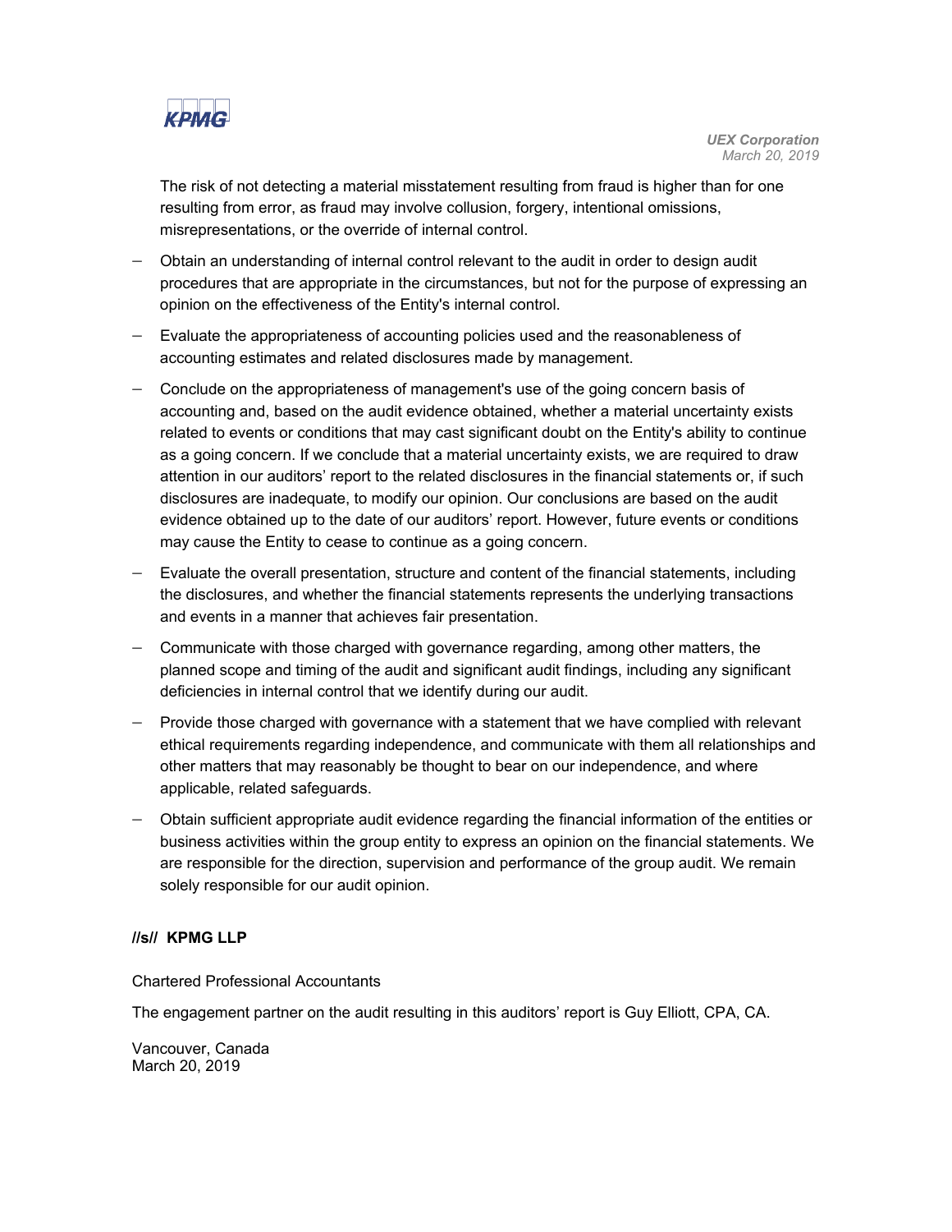The risk of not detecting a material misstatement resulting from fraud is higher than for one resulting from error, as fraud may involve collusion, forgery, intentional omissions, misrepresentations, or the override of internal control.

- Obtain an understanding of internal control relevant to the audit in order to design audit procedures that are appropriate in the circumstances, but not for the purpose of expressing an opinion on the effectiveness of the Entity's internal control.
- Evaluate the appropriateness of accounting policies used and the reasonableness of accounting estimates and related disclosures made by management.
- Conclude on the appropriateness of management's use of the going concern basis of accounting and, based on the audit evidence obtained, whether a material uncertainty exists related to events or conditions that may cast significant doubt on the Entity's ability to continue as a going concern. If we conclude that a material uncertainty exists, we are required to draw attention in our auditors' report to the related disclosures in the financial statements or, if such disclosures are inadequate, to modify our opinion. Our conclusions are based on the audit evidence obtained up to the date of our auditors' report. However, future events or conditions may cause the Entity to cease to continue as a going concern.
- Evaluate the overall presentation, structure and content of the financial statements, including the disclosures, and whether the financial statements represents the underlying transactions and events in a manner that achieves fair presentation.
- Communicate with those charged with governance regarding, among other matters, the planned scope and timing of the audit and significant audit findings, including any significant deficiencies in internal control that we identify during our audit.
- Provide those charged with governance with a statement that we have complied with relevant ethical requirements regarding independence, and communicate with them all relationships and other matters that may reasonably be thought to bear on our independence, and where applicable, related safeguards.
- Obtain sufficient appropriate audit evidence regarding the financial information of the entities or business activities within the group entity to express an opinion on the financial statements. We are responsible for the direction, supervision and performance of the group audit. We remain solely responsible for our audit opinion.

**//s// KPMG LLP**

Chartered Professional Accountants

The engagement partner on the audit resulting in this auditors' report is Guy Elliott, CPA, CA.

Vancouver, Canada
March 20, 2019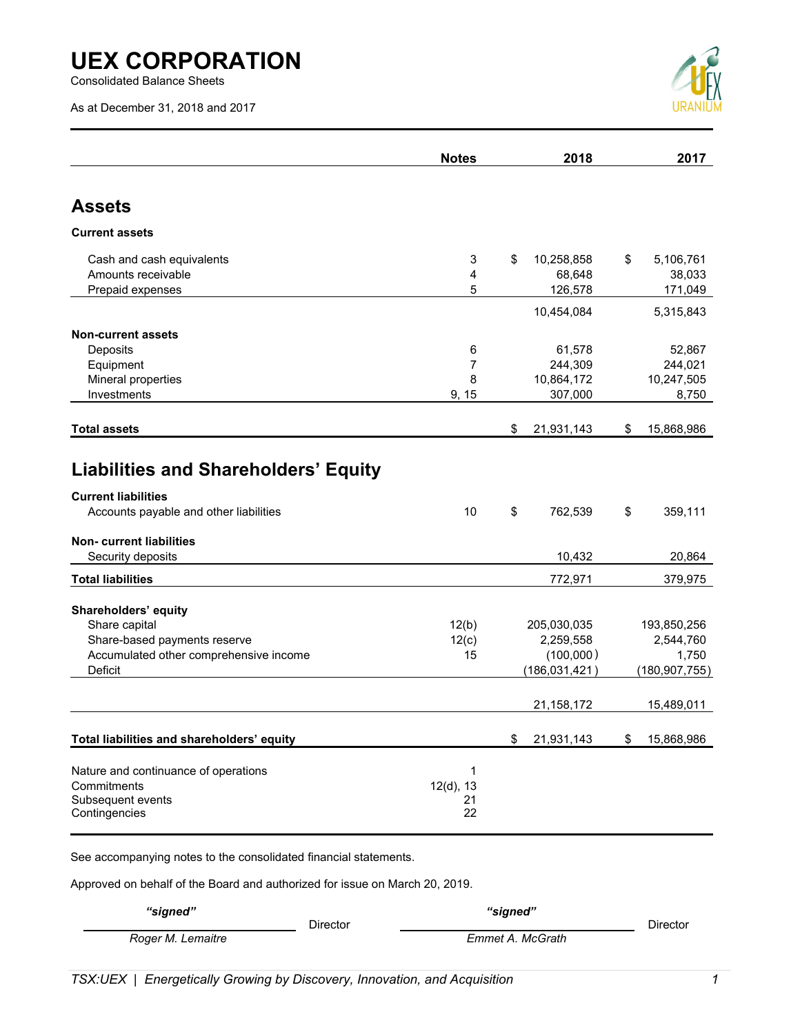# UEX CORPORATION

Consolidated Balance Sheets

As at December 31, 2018 and 2017

| | Notes | 2018 | 2017 |
|---|---|---|---|
| **Assets** | | | |
| **Current assets** | | | |
| Cash and cash equivalents | 3 | $ 10,258,858 | $ 5,106,761 |
| Amounts receivable | 4 | 68,648 | 38,033 |
| Prepaid expenses | 5 | 126,578 | 171,049 |
| | | 10,454,084 | 5,315,843 |
| **Non-current assets** | | | |
| Deposits | 6 | 61,578 | 52,867 |
| Equipment | 7 | 244,309 | 244,021 |
| Mineral properties | 8 | 10,864,172 | 10,247,505 |
| Investments | 9, 15 | 307,000 | 8,750 |
| **Total assets** | | $ 21,931,143 | $ 15,868,986 |
| **Liabilities and Shareholders' Equity** | | | |
| **Current liabilities** | | | |
| Accounts payable and other liabilities | 10 | $ 762,539 | $ 359,111 |
| **Non- current liabilities** | | | |
| Security deposits | | 10,432 | 20,864 |
| **Total liabilities** | | 772,971 | 379,975 |
| **Shareholders' equity** | | | |
| Share capital | 12(b) | 205,030,035 | 193,850,256 |
| Share-based payments reserve | 12(c) | 2,259,558 | 2,544,760 |
| Accumulated other comprehensive income | 15 | (100,000) | 1,750 |
| Deficit | | (186,031,421) | (180,907,755) |
| | | 21,158,172 | 15,489,011 |
| **Total liabilities and shareholders' equity** | | $ 21,931,143 | $ 15,868,986 |

| | Notes |
|---|---|
| Nature and continuance of operations | 1 |
| Commitments | 12(d), 13 |
| Subsequent events | 21 |
| Contingencies | 22 |

See accompanying notes to the consolidated financial statements.

Approved on behalf of the Board and authorized for issue on March 20, 2019.

| *"signed"* | | *"signed"* | |
|---|---|---|---|
| *Roger M. Lemaitre* | Director | *Emmet A. McGrath* | Director |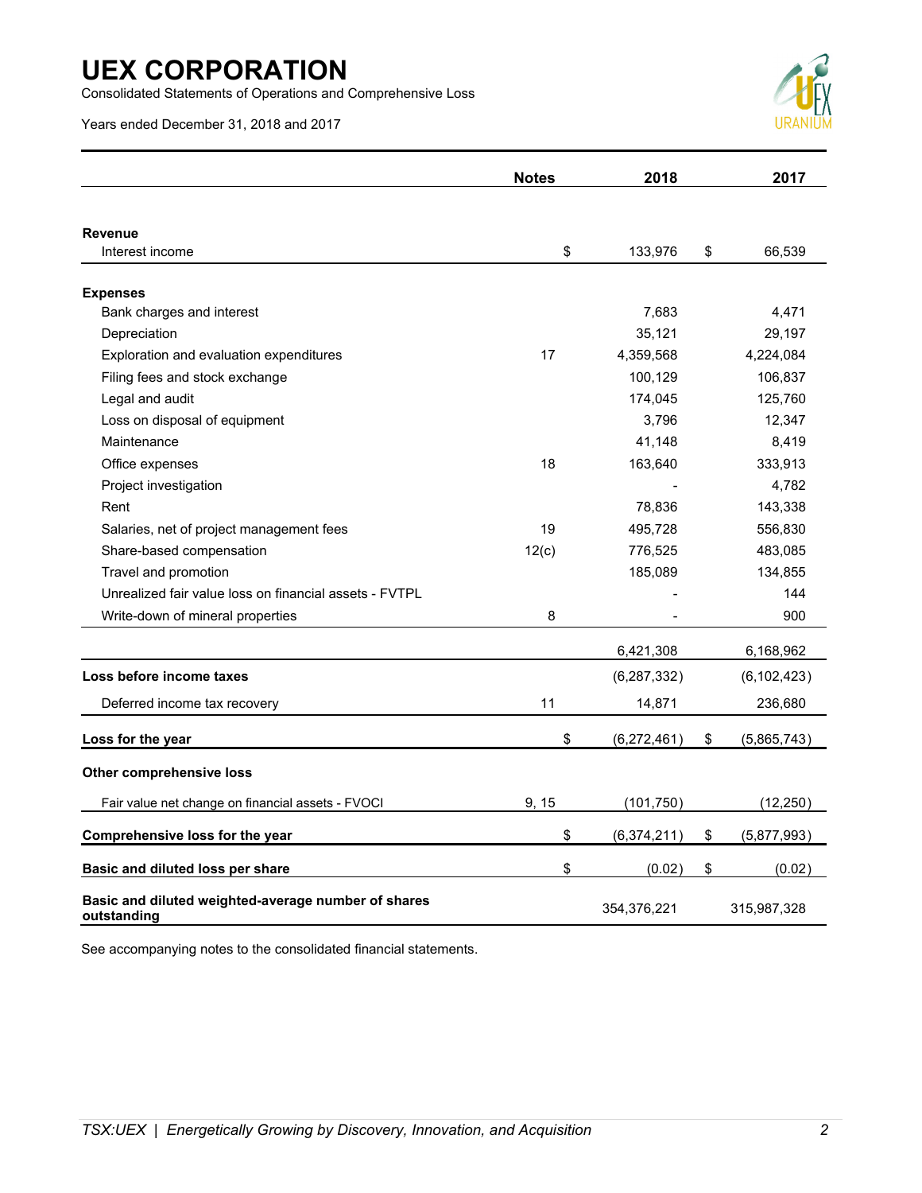# UEX CORPORATION

Consolidated Statements of Operations and Comprehensive Loss

Years ended December 31, 2018 and 2017

| | Notes | 2018 | 2017 |
|---|---|---|---|
| **Revenue** | | | |
| Interest income | | $ 133,976 | $ 66,539 |
| **Expenses** | | | |
| Bank charges and interest | | 7,683 | 4,471 |
| Depreciation | | 35,121 | 29,197 |
| Exploration and evaluation expenditures | 17 | 4,359,568 | 4,224,084 |
| Filing fees and stock exchange | | 100,129 | 106,837 |
| Legal and audit | | 174,045 | 125,760 |
| Loss on disposal of equipment | | 3,796 | 12,347 |
| Maintenance | | 41,148 | 8,419 |
| Office expenses | 18 | 163,640 | 333,913 |
| Project investigation | | - | 4,782 |
| Rent | | 78,836 | 143,338 |
| Salaries, net of project management fees | 19 | 495,728 | 556,830 |
| Share-based compensation | 12(c) | 776,525 | 483,085 |
| Travel and promotion | | 185,089 | 134,855 |
| Unrealized fair value loss on financial assets - FVTPL | | - | 144 |
| Write-down of mineral properties | 8 | - | 900 |
| | | 6,421,308 | 6,168,962 |
| **Loss before income taxes** | | (6,287,332) | (6,102,423) |
| Deferred income tax recovery | 11 | 14,871 | 236,680 |
| **Loss for the year** | | $ (6,272,461) | $ (5,865,743) |
| **Other comprehensive loss** | | | |
| Fair value net change on financial assets - FVOCI | 9, 15 | (101,750) | (12,250) |
| **Comprehensive loss for the year** | | $ (6,374,211) | $ (5,877,993) |
| **Basic and diluted loss per share** | | $ (0.02) | $ (0.02) |
| **Basic and diluted weighted-average number of shares outstanding** | | 354,376,221 | 315,987,328 |

See accompanying notes to the consolidated financial statements.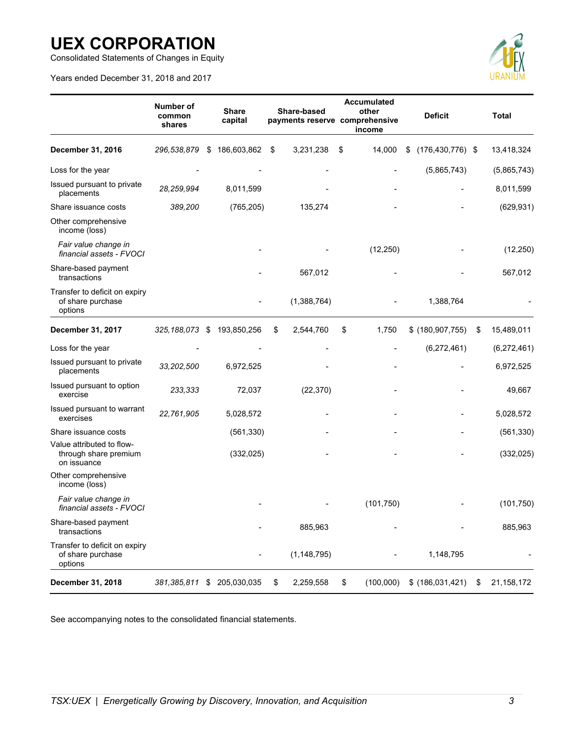# UEX CORPORATION

Consolidated Statements of Changes in Equity

Years ended December 31, 2018 and 2017

| | Number of common shares | Share capital | Share-based payments reserve | Accumulated other comprehensive income | Deficit | Total |
|---|---|---|---|---|---|---|
| **December 31, 2016** | *296,538,879* | $ 186,603,862 | $ 3,231,238 | $ 14,000 | $ (176,430,776) | $ 13,418,324 |
| Loss for the year | - | - | - | - | (5,865,743) | (5,865,743) |
| Issued pursuant to private placements | *28,259,994* | 8,011,599 | - | - | - | 8,011,599 |
| Share issuance costs | *389,200* | (765,205) | 135,274 | - | - | (629,931) |
| Other comprehensive income (loss) | | | | | | |
| *Fair value change in financial assets - FVOCI* | | - | - | (12,250) | - | (12,250) |
| Share-based payment transactions | | - | 567,012 | - | - | 567,012 |
| Transfer to deficit on expiry of share purchase options | | - | (1,388,764) | - | 1,388,764 | - |
| **December 31, 2017** | *325,188,073* | $ 193,850,256 | $ 2,544,760 | $ 1,750 | $ (180,907,755) | $ 15,489,011 |
| Loss for the year | - | - | - | - | (6,272,461) | (6,272,461) |
| Issued pursuant to private placements | *33,202,500* | 6,972,525 | - | - | - | 6,972,525 |
| Issued pursuant to option exercise | *233,333* | 72,037 | (22,370) | - | - | 49,667 |
| Issued pursuant to warrant exercises | *22,761,905* | 5,028,572 | - | - | - | 5,028,572 |
| Share issuance costs | | (561,330) | - | - | - | (561,330) |
| Value attributed to flow-through share premium on issuance | | (332,025) | - | - | - | (332,025) |
| Other comprehensive income (loss) | | | | | | |
| *Fair value change in financial assets - FVOCI* | | - | - | (101,750) | - | (101,750) |
| Share-based payment transactions | | - | 885,963 | - | - | 885,963 |
| Transfer to deficit on expiry of share purchase options | | - | (1,148,795) | - | 1,148,795 | - |
| **December 31, 2018** | *381,385,811* | $ 205,030,035 | $ 2,259,558 | $ (100,000) | $ (186,031,421) | $ 21,158,172 |

See accompanying notes to the consolidated financial statements.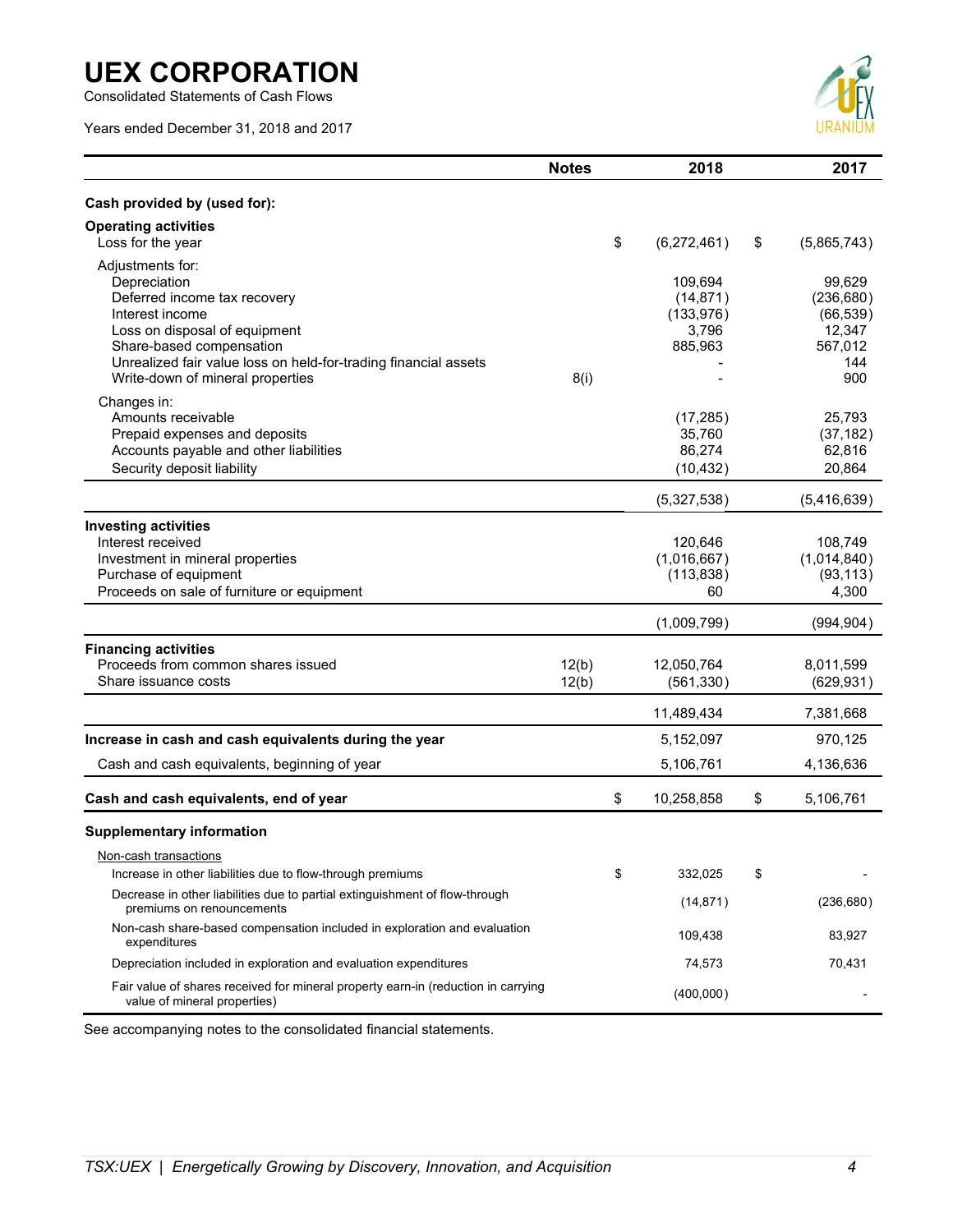# UEX CORPORATION

Consolidated Statements of Cash Flows

Years ended December 31, 2018 and 2017

| | Notes | 2018 | 2017 |
|---|---|---|---|
| **Cash provided by (used for):** | | | |
| **Operating activities** | | | |
| Loss for the year | | $ (6,272,461) | $ (5,865,743) |
| Adjustments for: | | | |
| Depreciation | | 109,694 | 99,629 |
| Deferred income tax recovery | | (14,871) | (236,680) |
| Interest income | | (133,976) | (66,539) |
| Loss on disposal of equipment | | 3,796 | 12,347 |
| Share-based compensation | | 885,963 | 567,012 |
| Unrealized fair value loss on held-for-trading financial assets | | - | 144 |
| Write-down of mineral properties | 8(i) | - | 900 |
| Changes in: | | | |
| Amounts receivable | | (17,285) | 25,793 |
| Prepaid expenses and deposits | | 35,760 | (37,182) |
| Accounts payable and other liabilities | | 86,274 | 62,816 |
| Security deposit liability | | (10,432) | 20,864 |
| | | (5,327,538) | (5,416,639) |
| **Investing activities** | | | |
| Interest received | | 120,646 | 108,749 |
| Investment in mineral properties | | (1,016,667) | (1,014,840) |
| Purchase of equipment | | (113,838) | (93,113) |
| Proceeds on sale of furniture or equipment | | 60 | 4,300 |
| | | (1,009,799) | (994,904) |
| **Financing activities** | | | |
| Proceeds from common shares issued | 12(b) | 12,050,764 | 8,011,599 |
| Share issuance costs | 12(b) | (561,330) | (629,931) |
| | | 11,489,434 | 7,381,668 |
| **Increase in cash and cash equivalents during the year** | | 5,152,097 | 970,125 |
| Cash and cash equivalents, beginning of year | | 5,106,761 | 4,136,636 |
| **Cash and cash equivalents, end of year** | | $ 10,258,858 | $ 5,106,761 |
| **Supplementary information** | | | |
| Non-cash transactions | | | |
| Increase in other liabilities due to flow-through premiums | | $ 332,025 | $ - |
| Decrease in other liabilities due to partial extinguishment of flow-through premiums on renouncements | | (14,871) | (236,680) |
| Non-cash share-based compensation included in exploration and evaluation expenditures | | 109,438 | 83,927 |
| Depreciation included in exploration and evaluation expenditures | | 74,573 | 70,431 |
| Fair value of shares received for mineral property earn-in (reduction in carrying value of mineral properties) | | (400,000) | - |

See accompanying notes to the consolidated financial statements.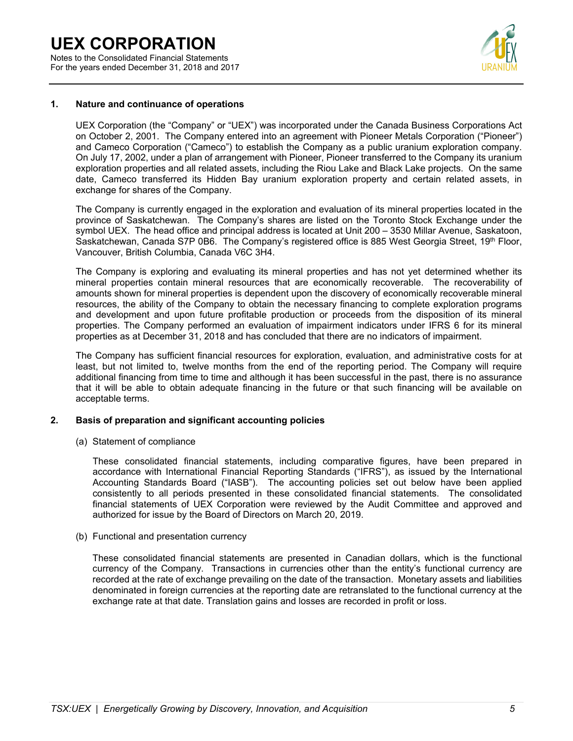## 1. Nature and continuance of operations

UEX Corporation (the “Company” or “UEX”) was incorporated under the Canada Business Corporations Act on October 2, 2001. The Company entered into an agreement with Pioneer Metals Corporation (“Pioneer”) and Cameco Corporation (“Cameco”) to establish the Company as a public uranium exploration company. On July 17, 2002, under a plan of arrangement with Pioneer, Pioneer transferred to the Company its uranium exploration properties and all related assets, including the Riou Lake and Black Lake projects. On the same date, Cameco transferred its Hidden Bay uranium exploration property and certain related assets, in exchange for shares of the Company.

The Company is currently engaged in the exploration and evaluation of its mineral properties located in the province of Saskatchewan. The Company’s shares are listed on the Toronto Stock Exchange under the symbol UEX. The head office and principal address is located at Unit 200 – 3530 Millar Avenue, Saskatoon, Saskatchewan, Canada S7P 0B6. The Company’s registered office is 885 West Georgia Street, 19th Floor, Vancouver, British Columbia, Canada V6C 3H4.

The Company is exploring and evaluating its mineral properties and has not yet determined whether its mineral properties contain mineral resources that are economically recoverable. The recoverability of amounts shown for mineral properties is dependent upon the discovery of economically recoverable mineral resources, the ability of the Company to obtain the necessary financing to complete exploration programs and development and upon future profitable production or proceeds from the disposition of its mineral properties. The Company performed an evaluation of impairment indicators under IFRS 6 for its mineral properties as at December 31, 2018 and has concluded that there are no indicators of impairment.

The Company has sufficient financial resources for exploration, evaluation, and administrative costs for at least, but not limited to, twelve months from the end of the reporting period. The Company will require additional financing from time to time and although it has been successful in the past, there is no assurance that it will be able to obtain adequate financing in the future or that such financing will be available on acceptable terms.

## 2. Basis of preparation and significant accounting policies

(a) Statement of compliance

These consolidated financial statements, including comparative figures, have been prepared in accordance with International Financial Reporting Standards (“IFRS”), as issued by the International Accounting Standards Board (“IASB”). The accounting policies set out below have been applied consistently to all periods presented in these consolidated financial statements. The consolidated financial statements of UEX Corporation were reviewed by the Audit Committee and approved and authorized for issue by the Board of Directors on March 20, 2019.

(b) Functional and presentation currency

These consolidated financial statements are presented in Canadian dollars, which is the functional currency of the Company. Transactions in currencies other than the entity’s functional currency are recorded at the rate of exchange prevailing on the date of the transaction. Monetary assets and liabilities denominated in foreign currencies at the reporting date are retranslated to the functional currency at the exchange rate at that date. Translation gains and losses are recorded in profit or loss.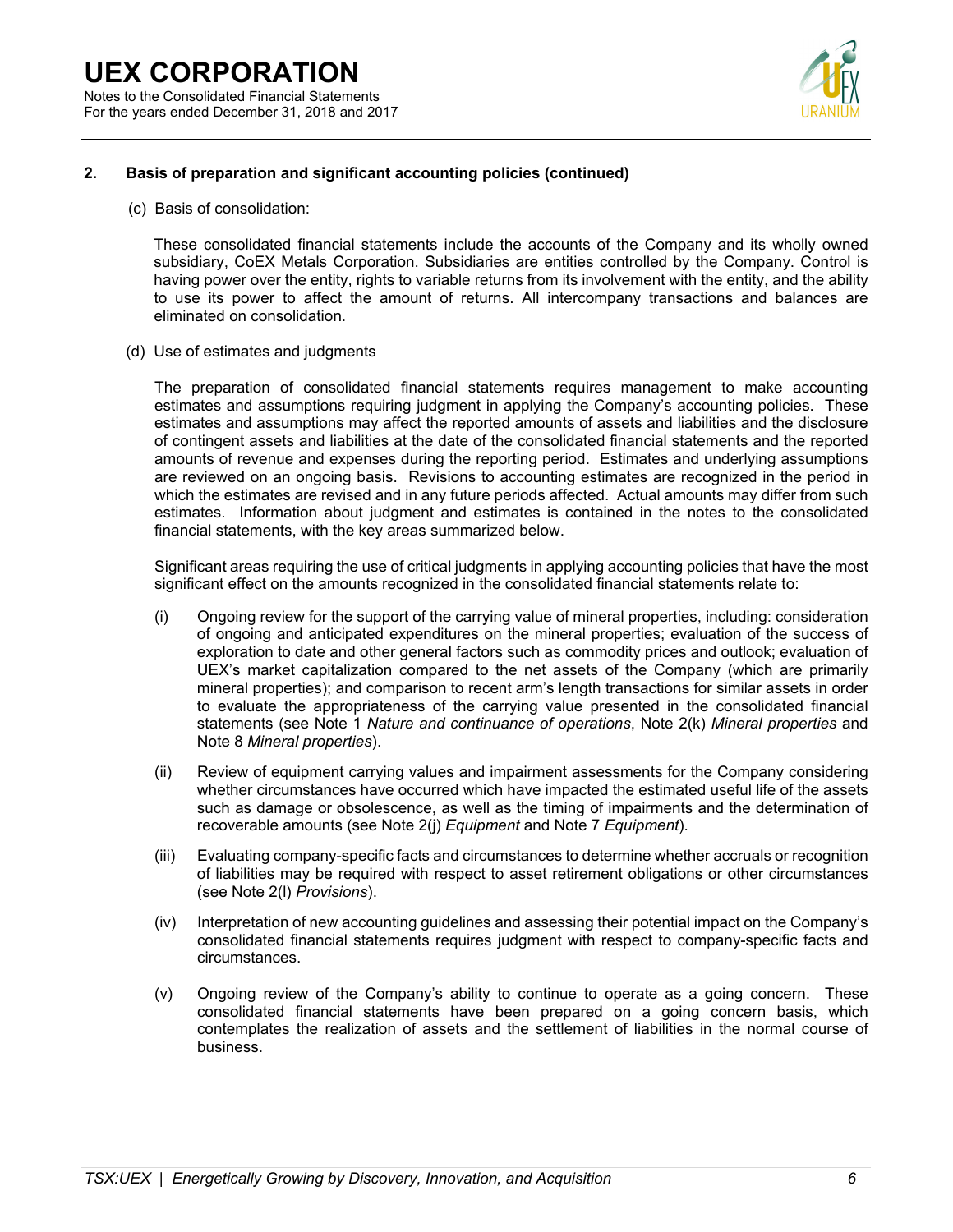## 2. Basis of preparation and significant accounting policies (continued)

(c) Basis of consolidation:

These consolidated financial statements include the accounts of the Company and its wholly owned subsidiary, CoEX Metals Corporation. Subsidiaries are entities controlled by the Company. Control is having power over the entity, rights to variable returns from its involvement with the entity, and the ability to use its power to affect the amount of returns. All intercompany transactions and balances are eliminated on consolidation.

(d) Use of estimates and judgments

The preparation of consolidated financial statements requires management to make accounting estimates and assumptions requiring judgment in applying the Company's accounting policies. These estimates and assumptions may affect the reported amounts of assets and liabilities and the disclosure of contingent assets and liabilities at the date of the consolidated financial statements and the reported amounts of revenue and expenses during the reporting period. Estimates and underlying assumptions are reviewed on an ongoing basis. Revisions to accounting estimates are recognized in the period in which the estimates are revised and in any future periods affected. Actual amounts may differ from such estimates. Information about judgment and estimates is contained in the notes to the consolidated financial statements, with the key areas summarized below.

Significant areas requiring the use of critical judgments in applying accounting policies that have the most significant effect on the amounts recognized in the consolidated financial statements relate to:

(i) Ongoing review for the support of the carrying value of mineral properties, including: consideration of ongoing and anticipated expenditures on the mineral properties; evaluation of the success of exploration to date and other general factors such as commodity prices and outlook; evaluation of UEX's market capitalization compared to the net assets of the Company (which are primarily mineral properties); and comparison to recent arm's length transactions for similar assets in order to evaluate the appropriateness of the carrying value presented in the consolidated financial statements (see Note 1 *Nature and continuance of operations*, Note 2(k) *Mineral properties* and Note 8 *Mineral properties*).

(ii) Review of equipment carrying values and impairment assessments for the Company considering whether circumstances have occurred which have impacted the estimated useful life of the assets such as damage or obsolescence, as well as the timing of impairments and the determination of recoverable amounts (see Note 2(j) *Equipment* and Note 7 *Equipment*).

(iii) Evaluating company-specific facts and circumstances to determine whether accruals or recognition of liabilities may be required with respect to asset retirement obligations or other circumstances (see Note 2(l) *Provisions*).

(iv) Interpretation of new accounting guidelines and assessing their potential impact on the Company's consolidated financial statements requires judgment with respect to company-specific facts and circumstances.

(v) Ongoing review of the Company's ability to continue to operate as a going concern. These consolidated financial statements have been prepared on a going concern basis, which contemplates the realization of assets and the settlement of liabilities in the normal course of business.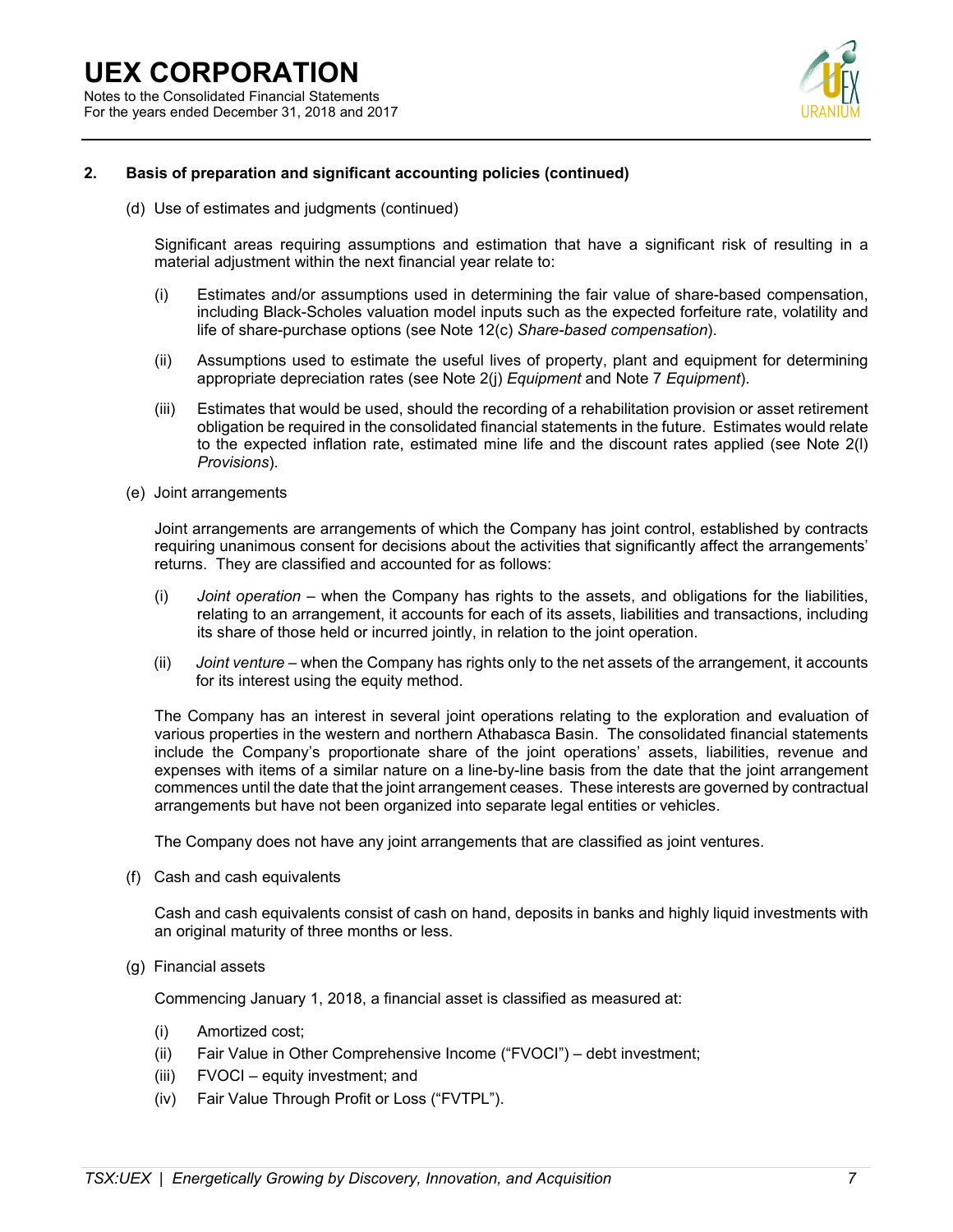## 2. Basis of preparation and significant accounting policies (continued)

(d) Use of estimates and judgments (continued)

Significant areas requiring assumptions and estimation that have a significant risk of resulting in a material adjustment within the next financial year relate to:

(i) Estimates and/or assumptions used in determining the fair value of share-based compensation, including Black-Scholes valuation model inputs such as the expected forfeiture rate, volatility and life of share-purchase options (see Note 12(c) *Share-based compensation*).

(ii) Assumptions used to estimate the useful lives of property, plant and equipment for determining appropriate depreciation rates (see Note 2(j) *Equipment* and Note 7 *Equipment*).

(iii) Estimates that would be used, should the recording of a rehabilitation provision or asset retirement obligation be required in the consolidated financial statements in the future. Estimates would relate to the expected inflation rate, estimated mine life and the discount rates applied (see Note 2(l) *Provisions*).

(e) Joint arrangements

Joint arrangements are arrangements of which the Company has joint control, established by contracts requiring unanimous consent for decisions about the activities that significantly affect the arrangements' returns. They are classified and accounted for as follows:

(i) *Joint operation* – when the Company has rights to the assets, and obligations for the liabilities, relating to an arrangement, it accounts for each of its assets, liabilities and transactions, including its share of those held or incurred jointly, in relation to the joint operation.

(ii) *Joint venture* – when the Company has rights only to the net assets of the arrangement, it accounts for its interest using the equity method.

The Company has an interest in several joint operations relating to the exploration and evaluation of various properties in the western and northern Athabasca Basin. The consolidated financial statements include the Company's proportionate share of the joint operations' assets, liabilities, revenue and expenses with items of a similar nature on a line-by-line basis from the date that the joint arrangement commences until the date that the joint arrangement ceases. These interests are governed by contractual arrangements but have not been organized into separate legal entities or vehicles.

The Company does not have any joint arrangements that are classified as joint ventures.

(f) Cash and cash equivalents

Cash and cash equivalents consist of cash on hand, deposits in banks and highly liquid investments with an original maturity of three months or less.

(g) Financial assets

Commencing January 1, 2018, a financial asset is classified as measured at:

(i) Amortized cost;
(ii) Fair Value in Other Comprehensive Income ("FVOCI") – debt investment;
(iii) FVOCI – equity investment; and
(iv) Fair Value Through Profit or Loss ("FVTPL").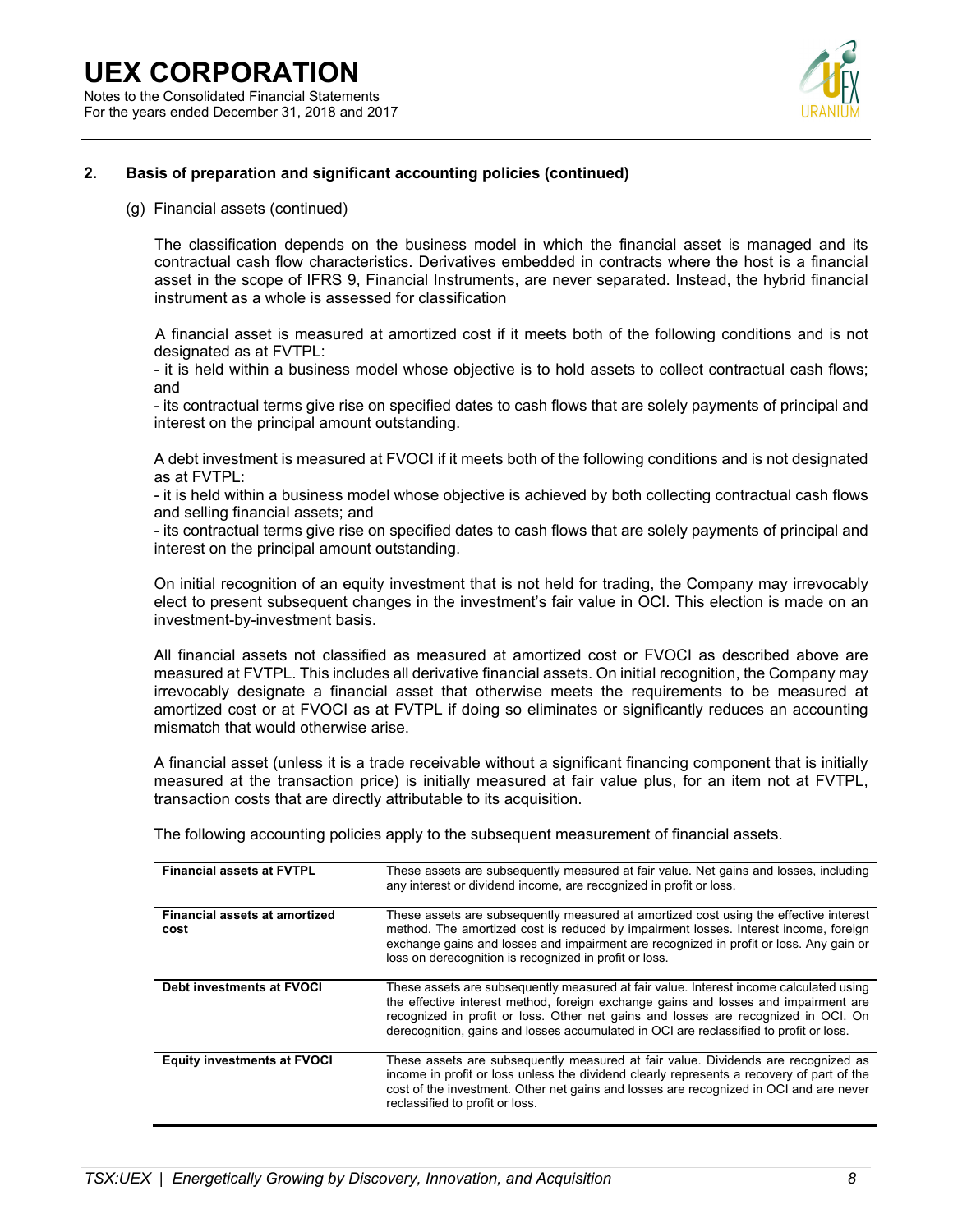## 2. Basis of preparation and significant accounting policies (continued)

(g) Financial assets (continued)

The classification depends on the business model in which the financial asset is managed and its contractual cash flow characteristics. Derivatives embedded in contracts where the host is a financial asset in the scope of IFRS 9, Financial Instruments, are never separated. Instead, the hybrid financial instrument as a whole is assessed for classification

A financial asset is measured at amortized cost if it meets both of the following conditions and is not designated as at FVTPL:
- it is held within a business model whose objective is to hold assets to collect contractual cash flows; and
- its contractual terms give rise on specified dates to cash flows that are solely payments of principal and interest on the principal amount outstanding.

A debt investment is measured at FVOCI if it meets both of the following conditions and is not designated as at FVTPL:
- it is held within a business model whose objective is achieved by both collecting contractual cash flows and selling financial assets; and
- its contractual terms give rise on specified dates to cash flows that are solely payments of principal and interest on the principal amount outstanding.

On initial recognition of an equity investment that is not held for trading, the Company may irrevocably elect to present subsequent changes in the investment's fair value in OCI. This election is made on an investment-by-investment basis.

All financial assets not classified as measured at amortized cost or FVOCI as described above are measured at FVTPL. This includes all derivative financial assets. On initial recognition, the Company may irrevocably designate a financial asset that otherwise meets the requirements to be measured at amortized cost or at FVOCI as at FVTPL if doing so eliminates or significantly reduces an accounting mismatch that would otherwise arise.

A financial asset (unless it is a trade receivable without a significant financing component that is initially measured at the transaction price) is initially measured at fair value plus, for an item not at FVTPL, transaction costs that are directly attributable to its acquisition.

The following accounting policies apply to the subsequent measurement of financial assets.

| | |
|---|---|
| **Financial assets at FVTPL** | These assets are subsequently measured at fair value. Net gains and losses, including any interest or dividend income, are recognized in profit or loss. |
| **Financial assets at amortized cost** | These assets are subsequently measured at amortized cost using the effective interest method. The amortized cost is reduced by impairment losses. Interest income, foreign exchange gains and losses and impairment are recognized in profit or loss. Any gain or loss on derecognition is recognized in profit or loss. |
| **Debt investments at FVOCI** | These assets are subsequently measured at fair value. Interest income calculated using the effective interest method, foreign exchange gains and losses and impairment are recognized in profit or loss. Other net gains and losses are recognized in OCI. On derecognition, gains and losses accumulated in OCI are reclassified to profit or loss. |
| **Equity investments at FVOCI** | These assets are subsequently measured at fair value. Dividends are recognized as income in profit or loss unless the dividend clearly represents a recovery of part of the cost of the investment. Other net gains and losses are recognized in OCI and are never reclassified to profit or loss. |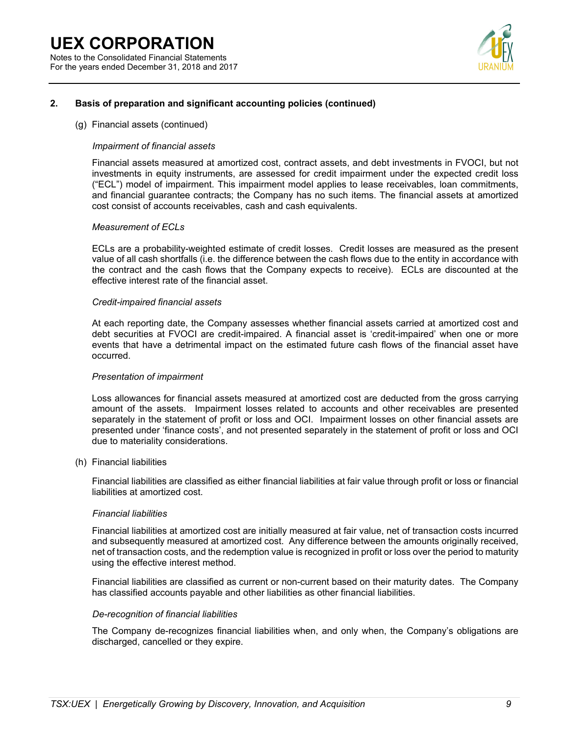## 2. Basis of preparation and significant accounting policies (continued)

(g) Financial assets (continued)

*Impairment of financial assets*

Financial assets measured at amortized cost, contract assets, and debt investments in FVOCI, but not investments in equity instruments, are assessed for credit impairment under the expected credit loss ("ECL") model of impairment. This impairment model applies to lease receivables, loan commitments, and financial guarantee contracts; the Company has no such items. The financial assets at amortized cost consist of accounts receivables, cash and cash equivalents.

*Measurement of ECLs*

ECLs are a probability-weighted estimate of credit losses. Credit losses are measured as the present value of all cash shortfalls (i.e. the difference between the cash flows due to the entity in accordance with the contract and the cash flows that the Company expects to receive). ECLs are discounted at the effective interest rate of the financial asset.

*Credit-impaired financial assets*

At each reporting date, the Company assesses whether financial assets carried at amortized cost and debt securities at FVOCI are credit-impaired. A financial asset is 'credit-impaired' when one or more events that have a detrimental impact on the estimated future cash flows of the financial asset have occurred.

*Presentation of impairment*

Loss allowances for financial assets measured at amortized cost are deducted from the gross carrying amount of the assets. Impairment losses related to accounts and other receivables are presented separately in the statement of profit or loss and OCI. Impairment losses on other financial assets are presented under 'finance costs', and not presented separately in the statement of profit or loss and OCI due to materiality considerations.

(h) Financial liabilities

Financial liabilities are classified as either financial liabilities at fair value through profit or loss or financial liabilities at amortized cost.

*Financial liabilities*

Financial liabilities at amortized cost are initially measured at fair value, net of transaction costs incurred and subsequently measured at amortized cost. Any difference between the amounts originally received, net of transaction costs, and the redemption value is recognized in profit or loss over the period to maturity using the effective interest method.

Financial liabilities are classified as current or non-current based on their maturity dates. The Company has classified accounts payable and other liabilities as other financial liabilities.

*De-recognition of financial liabilities*

The Company de-recognizes financial liabilities when, and only when, the Company's obligations are discharged, cancelled or they expire.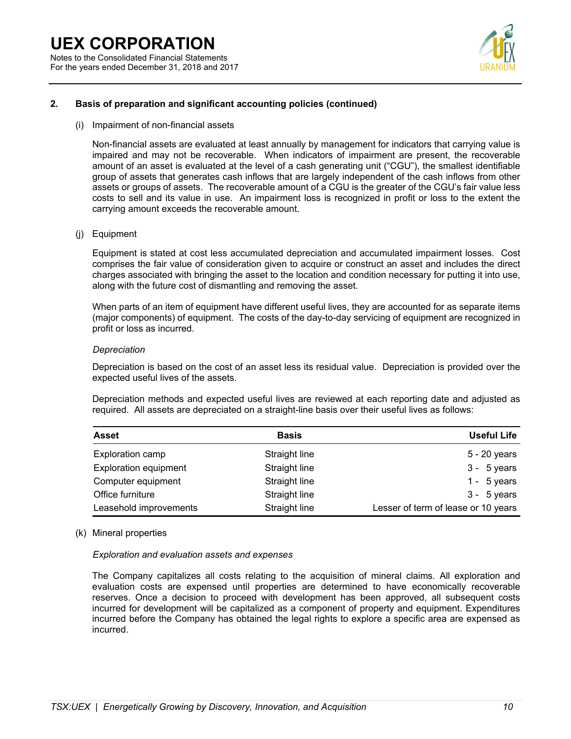## 2. Basis of preparation and significant accounting policies (continued)

(i) Impairment of non-financial assets

Non-financial assets are evaluated at least annually by management for indicators that carrying value is impaired and may not be recoverable. When indicators of impairment are present, the recoverable amount of an asset is evaluated at the level of a cash generating unit ("CGU"), the smallest identifiable group of assets that generates cash inflows that are largely independent of the cash inflows from other assets or groups of assets. The recoverable amount of a CGU is the greater of the CGU's fair value less costs to sell and its value in use. An impairment loss is recognized in profit or loss to the extent the carrying amount exceeds the recoverable amount.

(j) Equipment

Equipment is stated at cost less accumulated depreciation and accumulated impairment losses. Cost comprises the fair value of consideration given to acquire or construct an asset and includes the direct charges associated with bringing the asset to the location and condition necessary for putting it into use, along with the future cost of dismantling and removing the asset.

When parts of an item of equipment have different useful lives, they are accounted for as separate items (major components) of equipment. The costs of the day-to-day servicing of equipment are recognized in profit or loss as incurred.

*Depreciation*

Depreciation is based on the cost of an asset less its residual value. Depreciation is provided over the expected useful lives of the assets.

Depreciation methods and expected useful lives are reviewed at each reporting date and adjusted as required. All assets are depreciated on a straight-line basis over their useful lives as follows:

| Asset | Basis | Useful Life |
|---|---|---|
| Exploration camp | Straight line | 5 - 20 years |
| Exploration equipment | Straight line | 3 - 5 years |
| Computer equipment | Straight line | 1 - 5 years |
| Office furniture | Straight line | 3 - 5 years |
| Leasehold improvements | Straight line | Lesser of term of lease or 10 years |

(k) Mineral properties

*Exploration and evaluation assets and expenses*

The Company capitalizes all costs relating to the acquisition of mineral claims. All exploration and evaluation costs are expensed until properties are determined to have economically recoverable reserves. Once a decision to proceed with development has been approved, all subsequent costs incurred for development will be capitalized as a component of property and equipment. Expenditures incurred before the Company has obtained the legal rights to explore a specific area are expensed as incurred.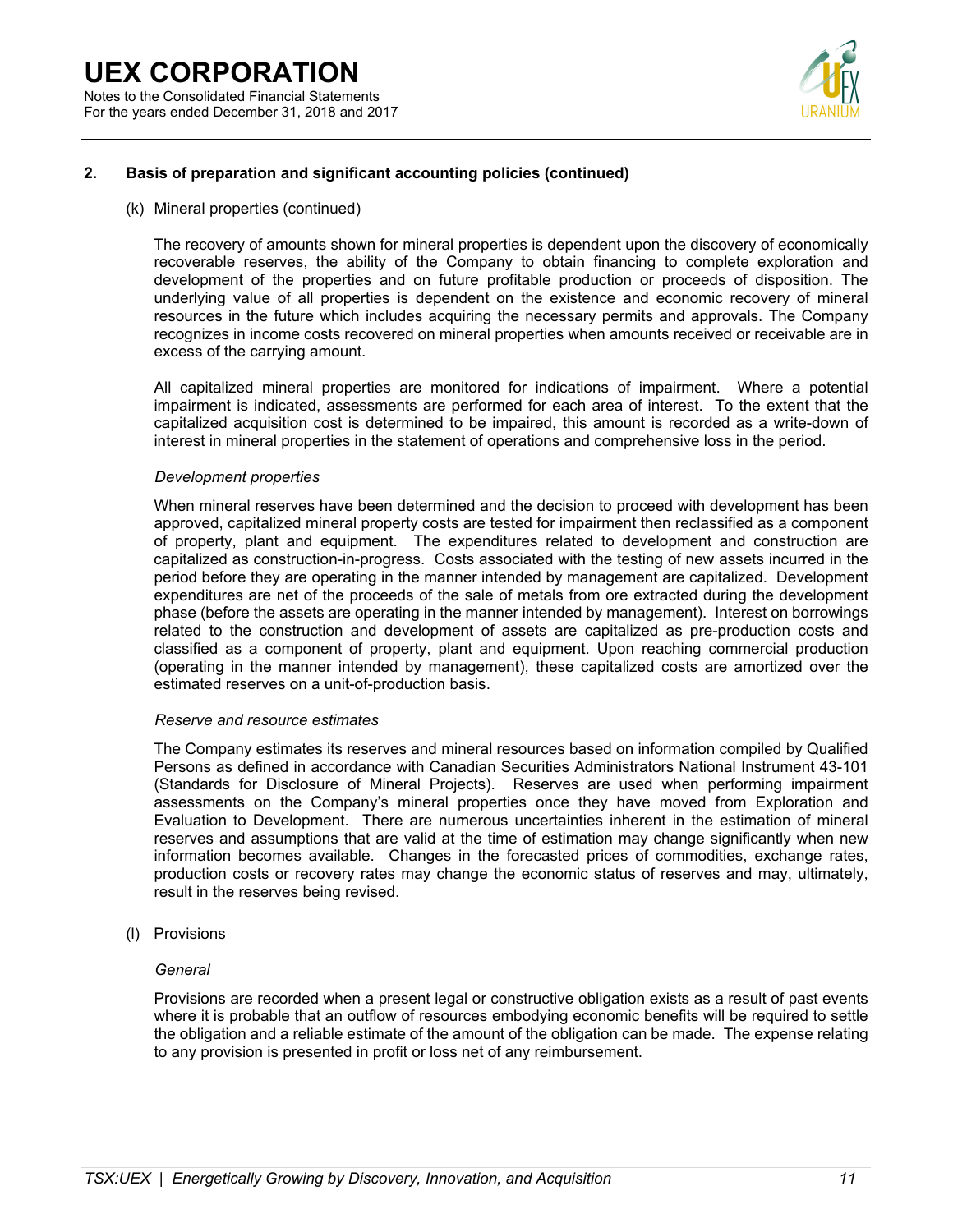## 2. Basis of preparation and significant accounting policies (continued)

(k) Mineral properties (continued)

The recovery of amounts shown for mineral properties is dependent upon the discovery of economically recoverable reserves, the ability of the Company to obtain financing to complete exploration and development of the properties and on future profitable production or proceeds of disposition. The underlying value of all properties is dependent on the existence and economic recovery of mineral resources in the future which includes acquiring the necessary permits and approvals. The Company recognizes in income costs recovered on mineral properties when amounts received or receivable are in excess of the carrying amount.

All capitalized mineral properties are monitored for indications of impairment. Where a potential impairment is indicated, assessments are performed for each area of interest. To the extent that the capitalized acquisition cost is determined to be impaired, this amount is recorded as a write-down of interest in mineral properties in the statement of operations and comprehensive loss in the period.

*Development properties*

When mineral reserves have been determined and the decision to proceed with development has been approved, capitalized mineral property costs are tested for impairment then reclassified as a component of property, plant and equipment. The expenditures related to development and construction are capitalized as construction-in-progress. Costs associated with the testing of new assets incurred in the period before they are operating in the manner intended by management are capitalized. Development expenditures are net of the proceeds of the sale of metals from ore extracted during the development phase (before the assets are operating in the manner intended by management). Interest on borrowings related to the construction and development of assets are capitalized as pre-production costs and classified as a component of property, plant and equipment. Upon reaching commercial production (operating in the manner intended by management), these capitalized costs are amortized over the estimated reserves on a unit-of-production basis.

*Reserve and resource estimates*

The Company estimates its reserves and mineral resources based on information compiled by Qualified Persons as defined in accordance with Canadian Securities Administrators National Instrument 43-101 (Standards for Disclosure of Mineral Projects). Reserves are used when performing impairment assessments on the Company's mineral properties once they have moved from Exploration and Evaluation to Development. There are numerous uncertainties inherent in the estimation of mineral reserves and assumptions that are valid at the time of estimation may change significantly when new information becomes available. Changes in the forecasted prices of commodities, exchange rates, production costs or recovery rates may change the economic status of reserves and may, ultimately, result in the reserves being revised.

(l) Provisions

*General*

Provisions are recorded when a present legal or constructive obligation exists as a result of past events where it is probable that an outflow of resources embodying economic benefits will be required to settle the obligation and a reliable estimate of the amount of the obligation can be made. The expense relating to any provision is presented in profit or loss net of any reimbursement.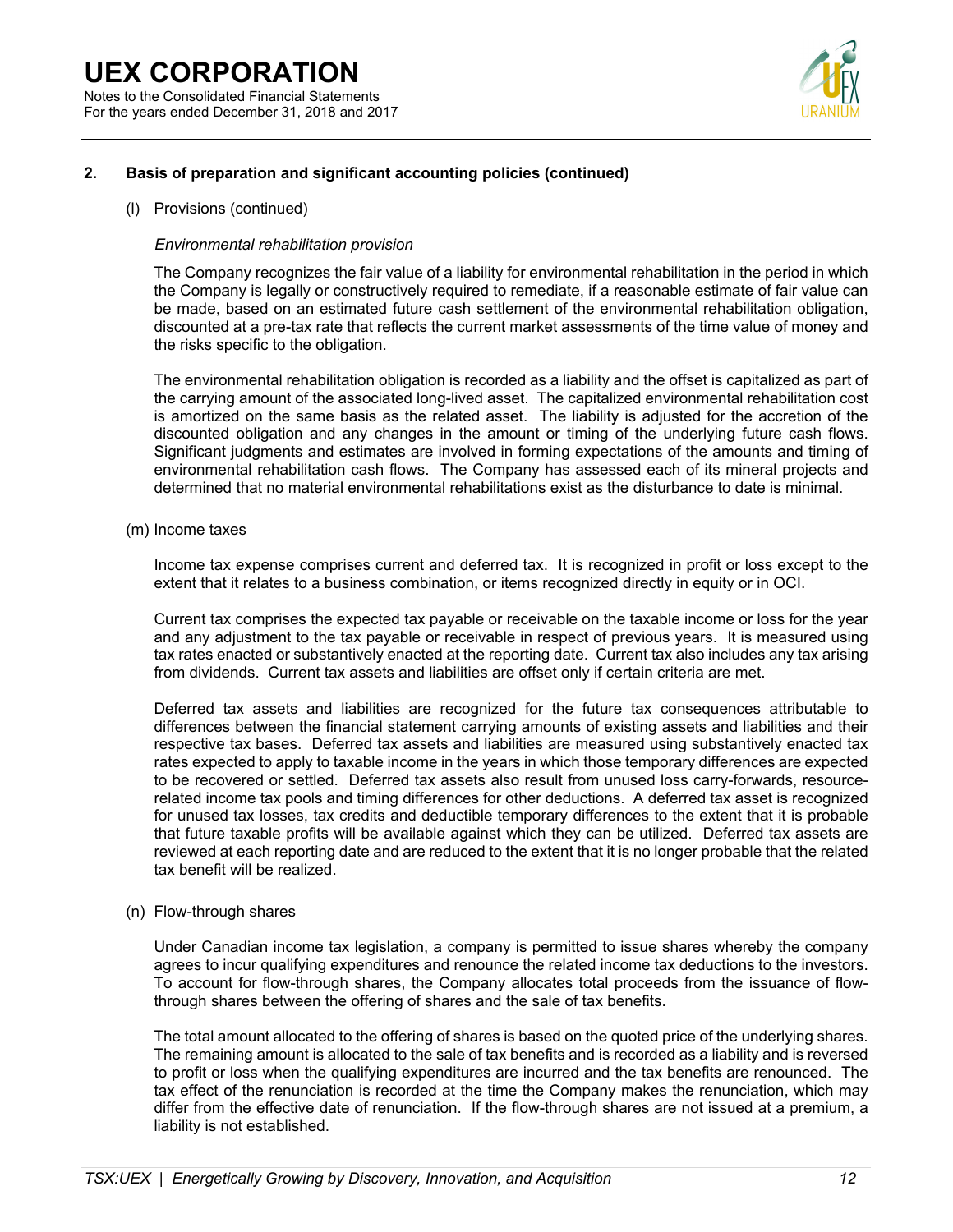## 2. Basis of preparation and significant accounting policies (continued)

(l) Provisions (continued)

*Environmental rehabilitation provision*

The Company recognizes the fair value of a liability for environmental rehabilitation in the period in which the Company is legally or constructively required to remediate, if a reasonable estimate of fair value can be made, based on an estimated future cash settlement of the environmental rehabilitation obligation, discounted at a pre-tax rate that reflects the current market assessments of the time value of money and the risks specific to the obligation.

The environmental rehabilitation obligation is recorded as a liability and the offset is capitalized as part of the carrying amount of the associated long-lived asset. The capitalized environmental rehabilitation cost is amortized on the same basis as the related asset. The liability is adjusted for the accretion of the discounted obligation and any changes in the amount or timing of the underlying future cash flows. Significant judgments and estimates are involved in forming expectations of the amounts and timing of environmental rehabilitation cash flows. The Company has assessed each of its mineral projects and determined that no material environmental rehabilitations exist as the disturbance to date is minimal.

(m) Income taxes

Income tax expense comprises current and deferred tax. It is recognized in profit or loss except to the extent that it relates to a business combination, or items recognized directly in equity or in OCI.

Current tax comprises the expected tax payable or receivable on the taxable income or loss for the year and any adjustment to the tax payable or receivable in respect of previous years. It is measured using tax rates enacted or substantively enacted at the reporting date. Current tax also includes any tax arising from dividends. Current tax assets and liabilities are offset only if certain criteria are met.

Deferred tax assets and liabilities are recognized for the future tax consequences attributable to differences between the financial statement carrying amounts of existing assets and liabilities and their respective tax bases. Deferred tax assets and liabilities are measured using substantively enacted tax rates expected to apply to taxable income in the years in which those temporary differences are expected to be recovered or settled. Deferred tax assets also result from unused loss carry-forwards, resource-related income tax pools and timing differences for other deductions. A deferred tax asset is recognized for unused tax losses, tax credits and deductible temporary differences to the extent that it is probable that future taxable profits will be available against which they can be utilized. Deferred tax assets are reviewed at each reporting date and are reduced to the extent that it is no longer probable that the related tax benefit will be realized.

(n) Flow-through shares

Under Canadian income tax legislation, a company is permitted to issue shares whereby the company agrees to incur qualifying expenditures and renounce the related income tax deductions to the investors. To account for flow-through shares, the Company allocates total proceeds from the issuance of flow-through shares between the offering of shares and the sale of tax benefits.

The total amount allocated to the offering of shares is based on the quoted price of the underlying shares. The remaining amount is allocated to the sale of tax benefits and is recorded as a liability and is reversed to profit or loss when the qualifying expenditures are incurred and the tax benefits are renounced. The tax effect of the renunciation is recorded at the time the Company makes the renunciation, which may differ from the effective date of renunciation. If the flow-through shares are not issued at a premium, a liability is not established.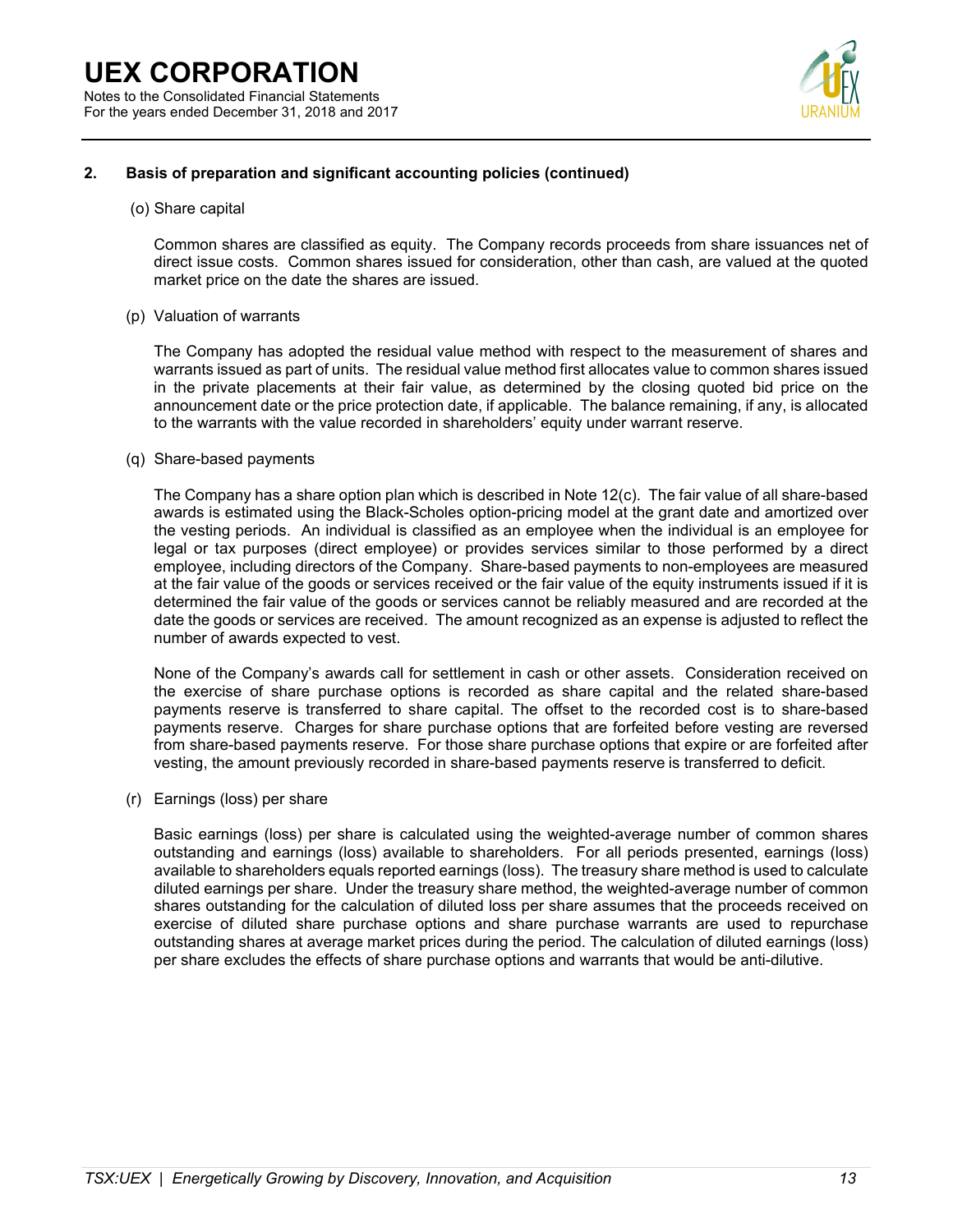## 2. Basis of preparation and significant accounting policies (continued)

### (o) Share capital

Common shares are classified as equity. The Company records proceeds from share issuances net of direct issue costs. Common shares issued for consideration, other than cash, are valued at the quoted market price on the date the shares are issued.

### (p) Valuation of warrants

The Company has adopted the residual value method with respect to the measurement of shares and warrants issued as part of units. The residual value method first allocates value to common shares issued in the private placements at their fair value, as determined by the closing quoted bid price on the announcement date or the price protection date, if applicable. The balance remaining, if any, is allocated to the warrants with the value recorded in shareholders' equity under warrant reserve.

### (q) Share-based payments

The Company has a share option plan which is described in Note 12(c). The fair value of all share-based awards is estimated using the Black-Scholes option-pricing model at the grant date and amortized over the vesting periods. An individual is classified as an employee when the individual is an employee for legal or tax purposes (direct employee) or provides services similar to those performed by a direct employee, including directors of the Company. Share-based payments to non-employees are measured at the fair value of the goods or services received or the fair value of the equity instruments issued if it is determined the fair value of the goods or services cannot be reliably measured and are recorded at the date the goods or services are received. The amount recognized as an expense is adjusted to reflect the number of awards expected to vest.

None of the Company's awards call for settlement in cash or other assets. Consideration received on the exercise of share purchase options is recorded as share capital and the related share-based payments reserve is transferred to share capital. The offset to the recorded cost is to share-based payments reserve. Charges for share purchase options that are forfeited before vesting are reversed from share-based payments reserve. For those share purchase options that expire or are forfeited after vesting, the amount previously recorded in share-based payments reserve is transferred to deficit.

### (r) Earnings (loss) per share

Basic earnings (loss) per share is calculated using the weighted-average number of common shares outstanding and earnings (loss) available to shareholders. For all periods presented, earnings (loss) available to shareholders equals reported earnings (loss). The treasury share method is used to calculate diluted earnings per share. Under the treasury share method, the weighted-average number of common shares outstanding for the calculation of diluted loss per share assumes that the proceeds received on exercise of diluted share purchase options and share purchase warrants are used to repurchase outstanding shares at average market prices during the period. The calculation of diluted earnings (loss) per share excludes the effects of share purchase options and warrants that would be anti-dilutive.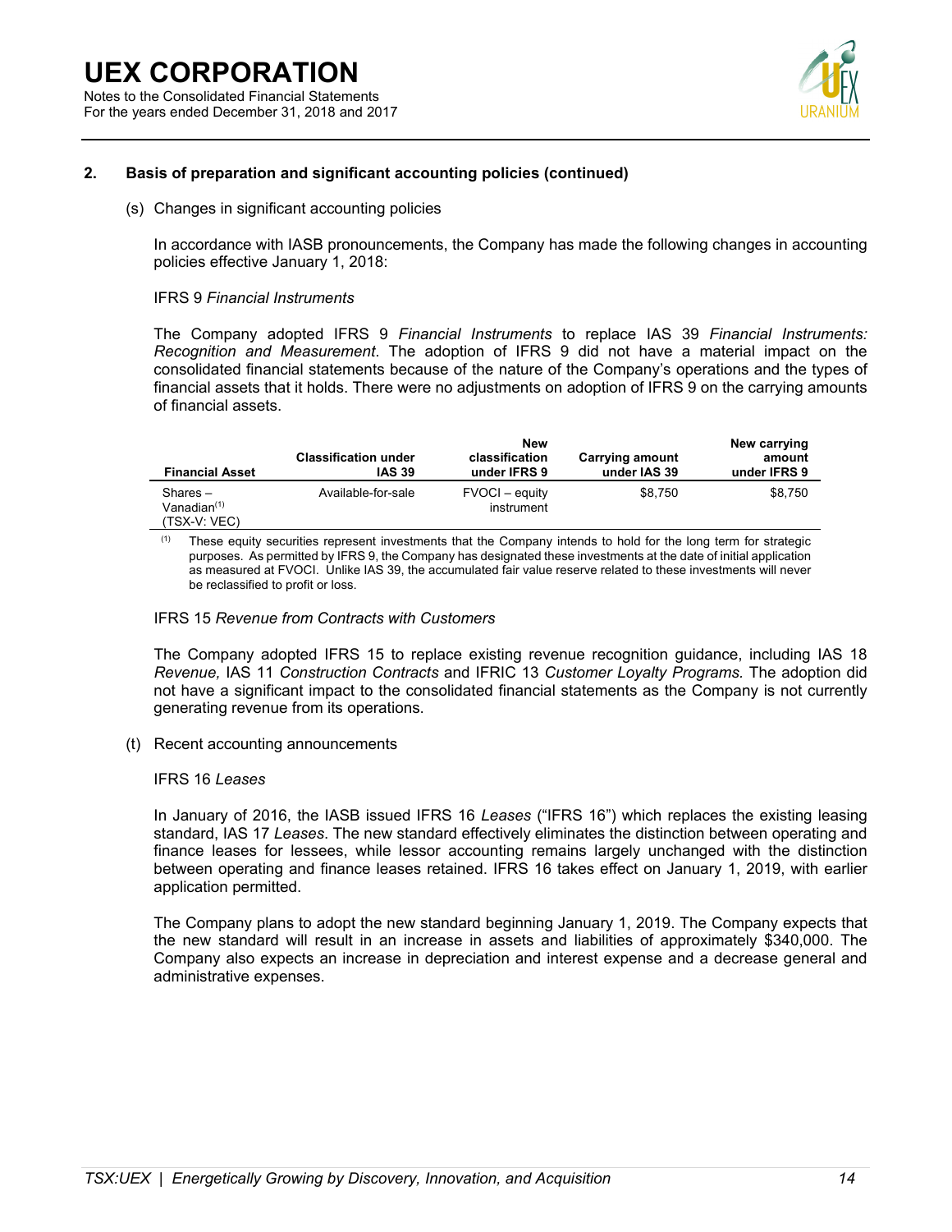## 2. Basis of preparation and significant accounting policies (continued)

(s) Changes in significant accounting policies

In accordance with IASB pronouncements, the Company has made the following changes in accounting policies effective January 1, 2018:

IFRS 9 *Financial Instruments*

The Company adopted IFRS 9 *Financial Instruments* to replace IAS 39 *Financial Instruments: Recognition and Measurement*. The adoption of IFRS 9 did not have a material impact on the consolidated financial statements because of the nature of the Company's operations and the types of financial assets that it holds. There were no adjustments on adoption of IFRS 9 on the carrying amounts of financial assets.

| Financial Asset | Classification under IAS 39 | New classification under IFRS 9 | Carrying amount under IAS 39 | New carrying amount under IFRS 9 |
|---|---|---|---|---|
| Shares – Vanadian[1] (TSX-V: VEC) | Available-for-sale | FVOCI – equity instrument | $8,750 | $8,750 |

(1) These equity securities represent investments that the Company intends to hold for the long term for strategic purposes. As permitted by IFRS 9, the Company has designated these investments at the date of initial application as measured at FVOCI. Unlike IAS 39, the accumulated fair value reserve related to these investments will never be reclassified to profit or loss.

IFRS 15 *Revenue from Contracts with Customers*

The Company adopted IFRS 15 to replace existing revenue recognition guidance, including IAS 18 *Revenue,* IAS 11 *Construction Contracts* and IFRIC 13 *Customer Loyalty Programs.* The adoption did not have a significant impact to the consolidated financial statements as the Company is not currently generating revenue from its operations.

(t) Recent accounting announcements

IFRS 16 *Leases*

In January of 2016, the IASB issued IFRS 16 *Leases* ("IFRS 16") which replaces the existing leasing standard, IAS 17 *Leases*. The new standard effectively eliminates the distinction between operating and finance leases for lessees, while lessor accounting remains largely unchanged with the distinction between operating and finance leases retained. IFRS 16 takes effect on January 1, 2019, with earlier application permitted.

The Company plans to adopt the new standard beginning January 1, 2019. The Company expects that the new standard will result in an increase in assets and liabilities of approximately $340,000. The Company also expects an increase in depreciation and interest expense and a decrease general and administrative expenses.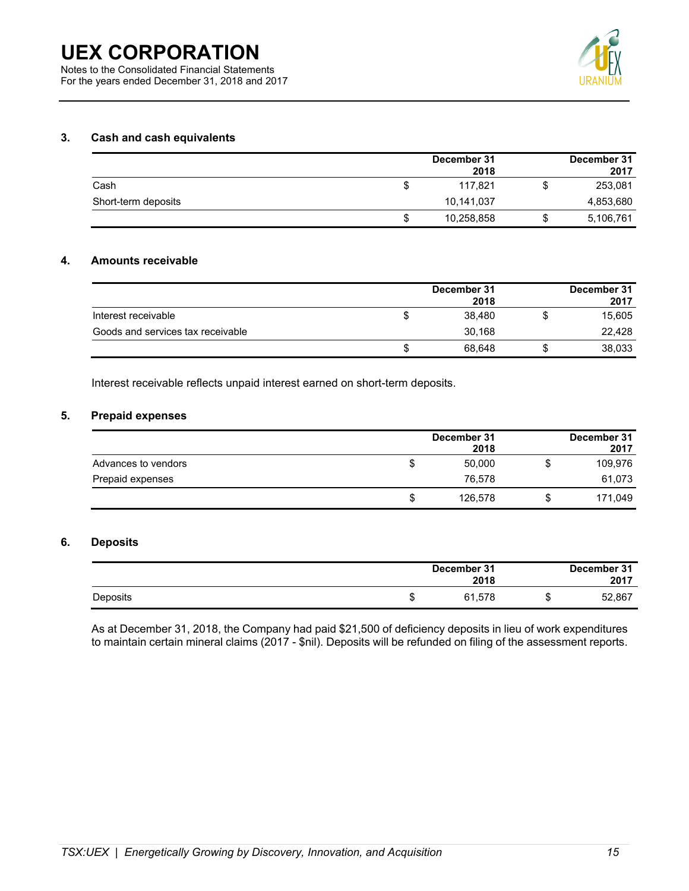## 3. Cash and cash equivalents

| | | December 31 2018 | | December 31 2017 |
|---|---|---|---|---|
| Cash | $ | 117,821 | $ | 253,081 |
| Short-term deposits | | 10,141,037 | | 4,853,680 |
| | $ | 10,258,858 | $ | 5,106,761 |

## 4. Amounts receivable

| | | December 31 2018 | | December 31 2017 |
|---|---|---|---|---|
| Interest receivable | $ | 38,480 | $ | 15,605 |
| Goods and services tax receivable | | 30,168 | | 22,428 |
| | $ | 68,648 | $ | 38,033 |

Interest receivable reflects unpaid interest earned on short-term deposits.

## 5. Prepaid expenses

| | | December 31 2018 | | December 31 2017 |
|---|---|---|---|---|
| Advances to vendors | $ | 50,000 | $ | 109,976 |
| Prepaid expenses | | 76,578 | | 61,073 |
| | $ | 126,578 | $ | 171,049 |

## 6. Deposits

| | | December 31 2018 | | December 31 2017 |
|---|---|---|---|---|
| Deposits | $ | 61,578 | $ | 52,867 |

As at December 31, 2018, the Company had paid $21,500 of deficiency deposits in lieu of work expenditures to maintain certain mineral claims (2017 - $nil). Deposits will be refunded on filing of the assessment reports.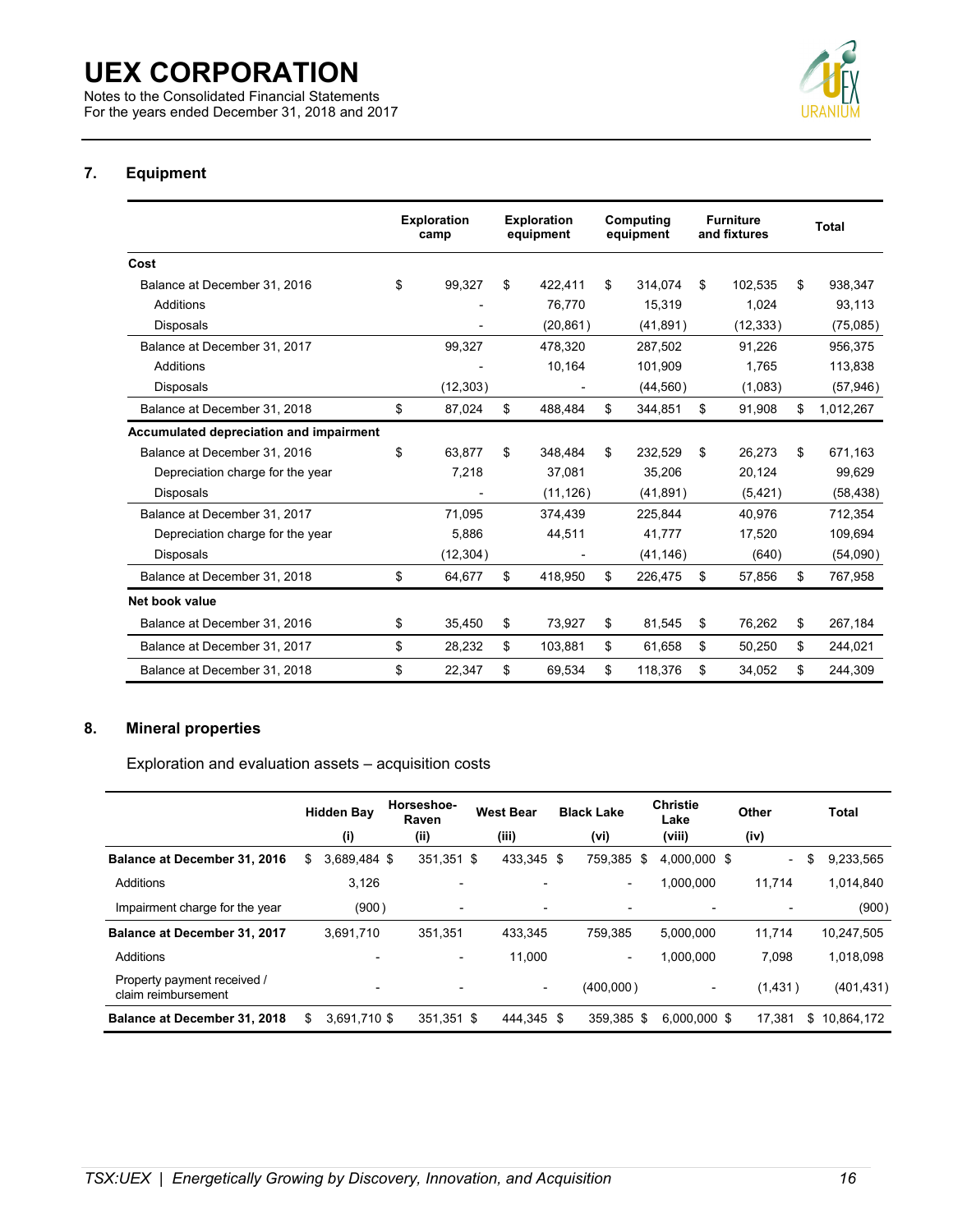## 7. Equipment

| | Exploration camp | Exploration equipment | Computing equipment | Furniture and fixtures | Total |
|---|---|---|---|---|---|
| **Cost** | | | | | |
| Balance at December 31, 2016 | $ 99,327 | $ 422,411 | $ 314,074 | $ 102,535 | $ 938,347 |
| Additions | - | 76,770 | 15,319 | 1,024 | 93,113 |
| Disposals | - | (20,861) | (41,891) | (12,333) | (75,085) |
| Balance at December 31, 2017 | 99,327 | 478,320 | 287,502 | 91,226 | 956,375 |
| Additions | - | 10,164 | 101,909 | 1,765 | 113,838 |
| Disposals | (12,303) | - | (44,560) | (1,083) | (57,946) |
| Balance at December 31, 2018 | $ 87,024 | $ 488,484 | $ 344,851 | $ 91,908 | $ 1,012,267 |
| **Accumulated depreciation and impairment** | | | | | |
| Balance at December 31, 2016 | $ 63,877 | $ 348,484 | $ 232,529 | $ 26,273 | $ 671,163 |
| Depreciation charge for the year | 7,218 | 37,081 | 35,206 | 20,124 | 99,629 |
| Disposals | - | (11,126) | (41,891) | (5,421) | (58,438) |
| Balance at December 31, 2017 | 71,095 | 374,439 | 225,844 | 40,976 | 712,354 |
| Depreciation charge for the year | 5,886 | 44,511 | 41,777 | 17,520 | 109,694 |
| Disposals | (12,304) | - | (41,146) | (640) | (54,090) |
| Balance at December 31, 2018 | $ 64,677 | $ 418,950 | $ 226,475 | $ 57,856 | $ 767,958 |
| **Net book value** | | | | | |
| Balance at December 31, 2016 | $ 35,450 | $ 73,927 | $ 81,545 | $ 76,262 | $ 267,184 |
| Balance at December 31, 2017 | $ 28,232 | $ 103,881 | $ 61,658 | $ 50,250 | $ 244,021 |
| Balance at December 31, 2018 | $ 22,347 | $ 69,534 | $ 118,376 | $ 34,052 | $ 244,309 |

## 8. Mineral properties

Exploration and evaluation assets – acquisition costs

| | Hidden Bay (i) | Horseshoe-Raven (ii) | West Bear (iii) | Black Lake (vi) | Christie Lake (viii) | Other (iv) | Total |
|---|---|---|---|---|---|---|---|
| **Balance at December 31, 2016** | $ 3,689,484 | $ 351,351 | $ 433,345 | $ 759,385 | $ 4,000,000 | $ - | $ 9,233,565 |
| Additions | 3,126 | - | - | - | 1,000,000 | 11,714 | 1,014,840 |
| Impairment charge for the year | (900) | - | - | - | - | - | (900) |
| **Balance at December 31, 2017** | 3,691,710 | 351,351 | 433,345 | 759,385 | 5,000,000 | 11,714 | 10,247,505 |
| Additions | - | - | 11,000 | - | 1,000,000 | 7,098 | 1,018,098 |
| Property payment received / claim reimbursement | - | - | - | (400,000) | - | (1,431) | (401,431) |
| **Balance at December 31, 2018** | $ 3,691,710 | $ 351,351 | $ 444,345 | $ 359,385 | $ 6,000,000 | $ 17,381 | $ 10,864,172 |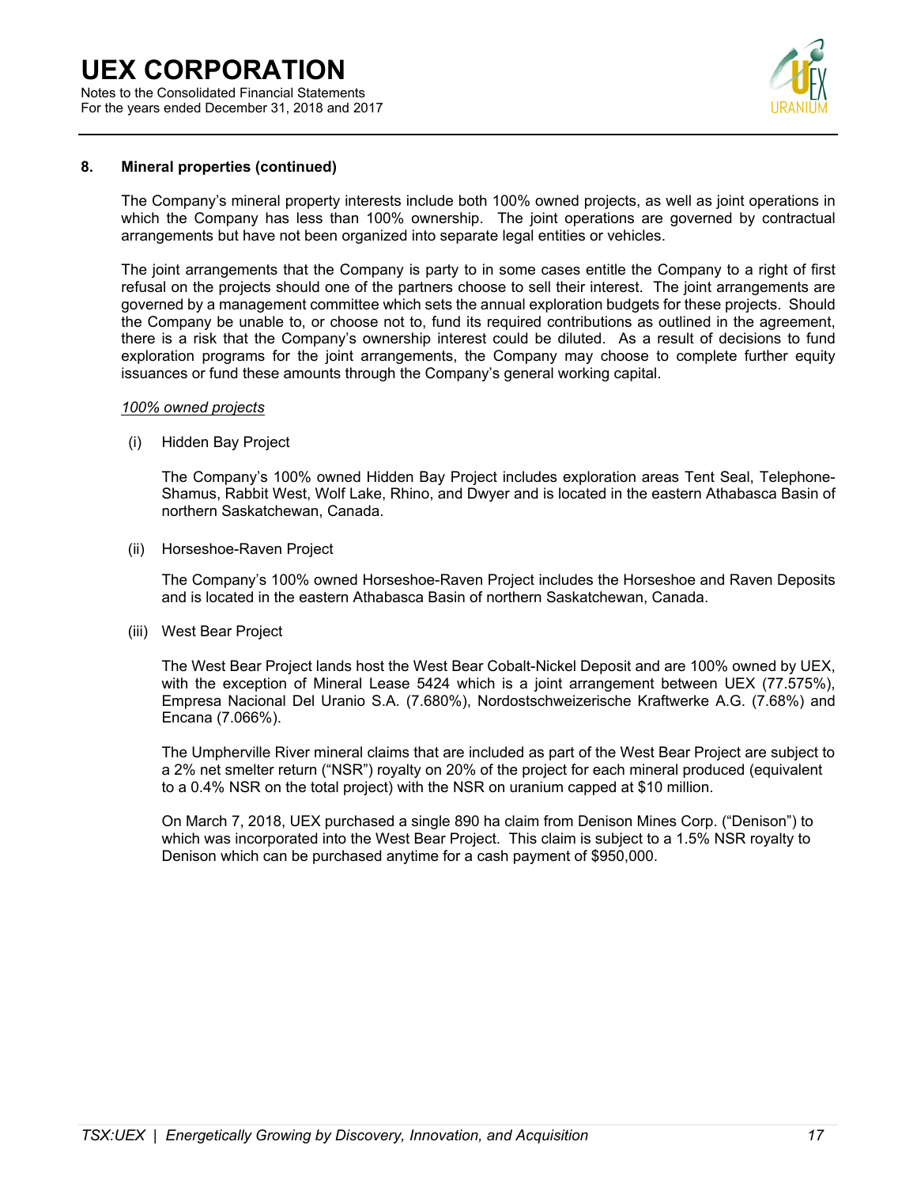## 8. Mineral properties (continued)

The Company's mineral property interests include both 100% owned projects, as well as joint operations in which the Company has less than 100% ownership. The joint operations are governed by contractual arrangements but have not been organized into separate legal entities or vehicles.

The joint arrangements that the Company is party to in some cases entitle the Company to a right of first refusal on the projects should one of the partners choose to sell their interest. The joint arrangements are governed by a management committee which sets the annual exploration budgets for these projects. Should the Company be unable to, or choose not to, fund its required contributions as outlined in the agreement, there is a risk that the Company's ownership interest could be diluted. As a result of decisions to fund exploration programs for the joint arrangements, the Company may choose to complete further equity issuances or fund these amounts through the Company's general working capital.

*100% owned projects*

(i) Hidden Bay Project

The Company's 100% owned Hidden Bay Project includes exploration areas Tent Seal, Telephone-Shamus, Rabbit West, Wolf Lake, Rhino, and Dwyer and is located in the eastern Athabasca Basin of northern Saskatchewan, Canada.

(ii) Horseshoe-Raven Project

The Company's 100% owned Horseshoe-Raven Project includes the Horseshoe and Raven Deposits and is located in the eastern Athabasca Basin of northern Saskatchewan, Canada.

(iii) West Bear Project

The West Bear Project lands host the West Bear Cobalt-Nickel Deposit and are 100% owned by UEX, with the exception of Mineral Lease 5424 which is a joint arrangement between UEX (77.575%), Empresa Nacional Del Uranio S.A. (7.680%), Nordostschweizerische Kraftwerke A.G. (7.68%) and Encana (7.066%).

The Umpherville River mineral claims that are included as part of the West Bear Project are subject to a 2% net smelter return ("NSR") royalty on 20% of the project for each mineral produced (equivalent to a 0.4% NSR on the total project) with the NSR on uranium capped at $10 million.

On March 7, 2018, UEX purchased a single 890 ha claim from Denison Mines Corp. ("Denison") to which was incorporated into the West Bear Project. This claim is subject to a 1.5% NSR royalty to Denison which can be purchased anytime for a cash payment of $950,000.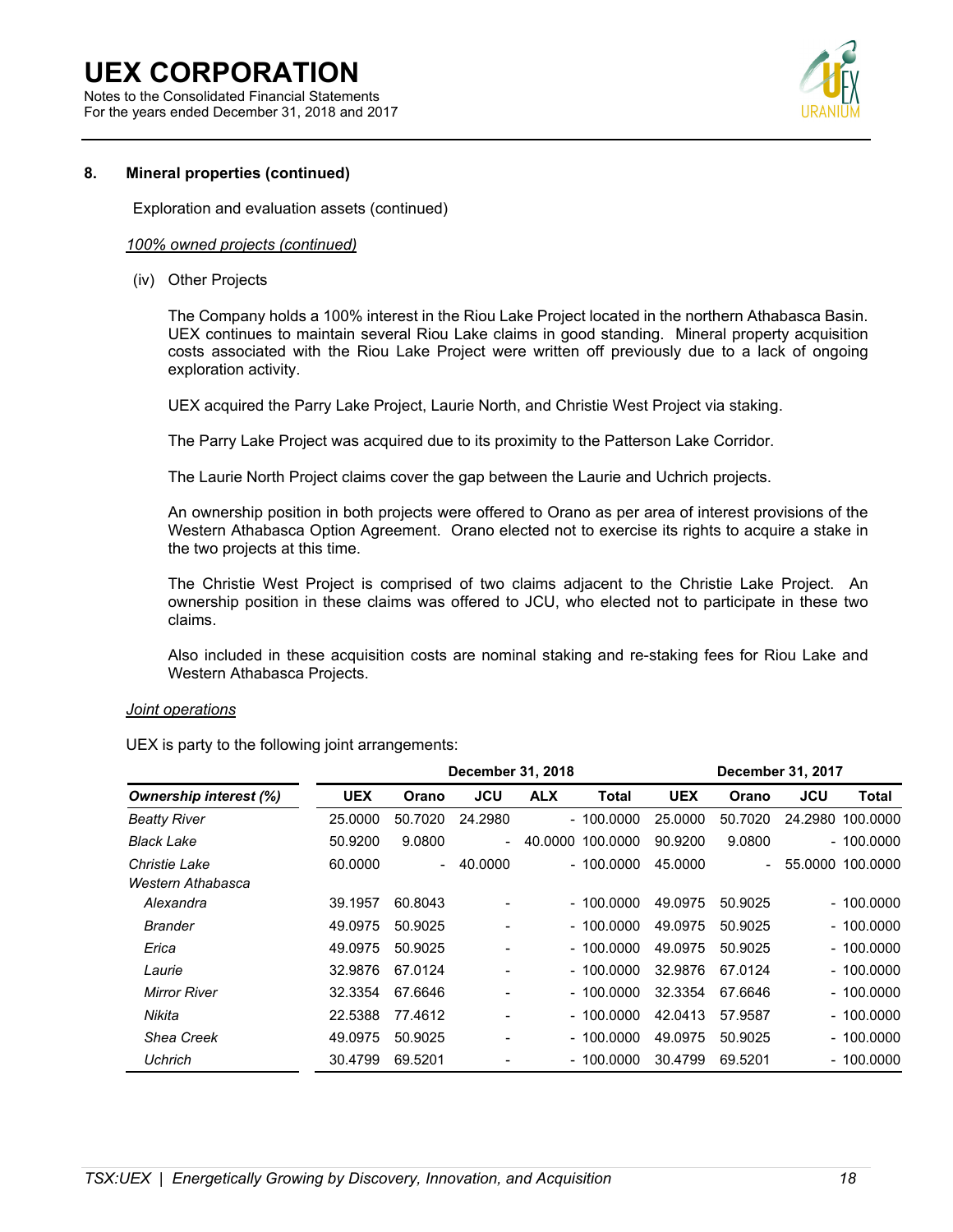## 8. Mineral properties (continued)

Exploration and evaluation assets (continued)

*100% owned projects (continued)*

(iv) Other Projects

The Company holds a 100% interest in the Riou Lake Project located in the northern Athabasca Basin. UEX continues to maintain several Riou Lake claims in good standing. Mineral property acquisition costs associated with the Riou Lake Project were written off previously due to a lack of ongoing exploration activity.

UEX acquired the Parry Lake Project, Laurie North, and Christie West Project via staking.

The Parry Lake Project was acquired due to its proximity to the Patterson Lake Corridor.

The Laurie North Project claims cover the gap between the Laurie and Uchrich projects.

An ownership position in both projects were offered to Orano as per area of interest provisions of the Western Athabasca Option Agreement. Orano elected not to exercise its rights to acquire a stake in the two projects at this time.

The Christie West Project is comprised of two claims adjacent to the Christie Lake Project. An ownership position in these claims was offered to JCU, who elected not to participate in these two claims.

Also included in these acquisition costs are nominal staking and re-staking fees for Riou Lake and Western Athabasca Projects.

*Joint operations*

UEX is party to the following joint arrangements:

| | December 31, 2018 | | | | | December 31, 2017 | | | |
|---|---|---|---|---|---|---|---|---|---|
| ***Ownership interest (%)*** | **UEX** | **Orano** | **JCU** | **ALX** | **Total** | **UEX** | **Orano** | **JCU** | **Total** |
| *Beatty River* | 25.0000 | 50.7020 | 24.2980 | - | 100.0000 | 25.0000 | 50.7020 | 24.2980 | 100.0000 |
| *Black Lake* | 50.9200 | 9.0800 | - | 40.0000 | 100.0000 | 90.9200 | 9.0800 | - | 100.0000 |
| *Christie Lake* | 60.0000 | - | 40.0000 | - | 100.0000 | 45.0000 | - | 55.0000 | 100.0000 |
| *Western Athabasca* | | | | | | | | | |
| *Alexandra* | 39.1957 | 60.8043 | - | - | 100.0000 | 49.0975 | 50.9025 | - | 100.0000 |
| *Brander* | 49.0975 | 50.9025 | - | - | 100.0000 | 49.0975 | 50.9025 | - | 100.0000 |
| *Erica* | 49.0975 | 50.9025 | - | - | 100.0000 | 49.0975 | 50.9025 | - | 100.0000 |
| *Laurie* | 32.9876 | 67.0124 | - | - | 100.0000 | 32.9876 | 67.0124 | - | 100.0000 |
| *Mirror River* | 32.3354 | 67.6646 | - | - | 100.0000 | 32.3354 | 67.6646 | - | 100.0000 |
| *Nikita* | 22.5388 | 77.4612 | - | - | 100.0000 | 42.0413 | 57.9587 | - | 100.0000 |
| *Shea Creek* | 49.0975 | 50.9025 | - | - | 100.0000 | 49.0975 | 50.9025 | - | 100.0000 |
| *Uchrich* | 30.4799 | 69.5201 | - | - | 100.0000 | 30.4799 | 69.5201 | - | 100.0000 |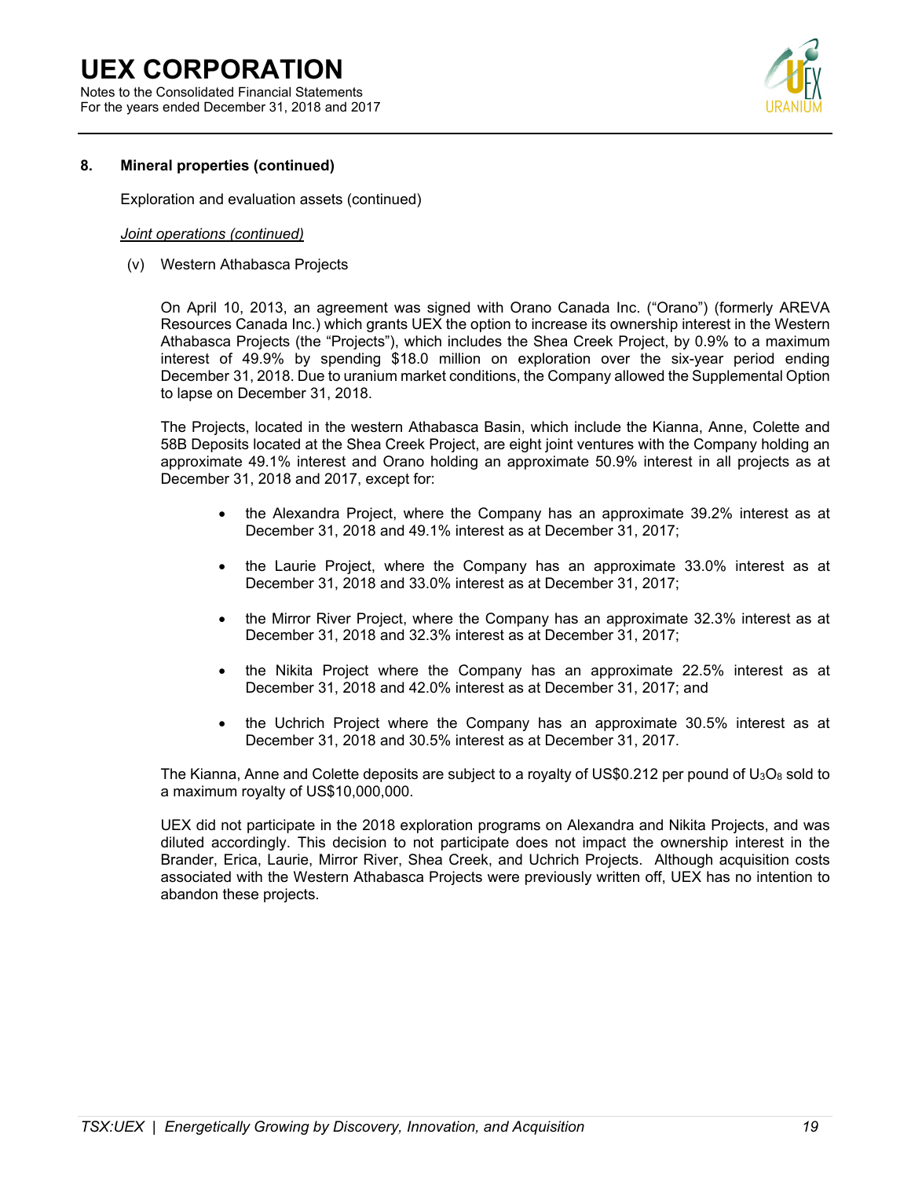## 8. Mineral properties (continued)

Exploration and evaluation assets (continued)

*Joint operations (continued)*

(v) Western Athabasca Projects

On April 10, 2013, an agreement was signed with Orano Canada Inc. ("Orano") (formerly AREVA Resources Canada Inc.) which grants UEX the option to increase its ownership interest in the Western Athabasca Projects (the "Projects"), which includes the Shea Creek Project, by 0.9% to a maximum interest of 49.9% by spending $18.0 million on exploration over the six-year period ending December 31, 2018. Due to uranium market conditions, the Company allowed the Supplemental Option to lapse on December 31, 2018.

The Projects, located in the western Athabasca Basin, which include the Kianna, Anne, Colette and 58B Deposits located at the Shea Creek Project, are eight joint ventures with the Company holding an approximate 49.1% interest and Orano holding an approximate 50.9% interest in all projects as at December 31, 2018 and 2017, except for:

- the Alexandra Project, where the Company has an approximate 39.2% interest as at December 31, 2018 and 49.1% interest as at December 31, 2017;
- the Laurie Project, where the Company has an approximate 33.0% interest as at December 31, 2018 and 33.0% interest as at December 31, 2017;
- the Mirror River Project, where the Company has an approximate 32.3% interest as at December 31, 2018 and 32.3% interest as at December 31, 2017;
- the Nikita Project where the Company has an approximate 22.5% interest as at December 31, 2018 and 42.0% interest as at December 31, 2017; and
- the Uchrich Project where the Company has an approximate 30.5% interest as at December 31, 2018 and 30.5% interest as at December 31, 2017.

The Kianna, Anne and Colette deposits are subject to a royalty of US$0.212 per pound of $U_3O_8$ sold to a maximum royalty of US$10,000,000.

UEX did not participate in the 2018 exploration programs on Alexandra and Nikita Projects, and was diluted accordingly. This decision to not participate does not impact the ownership interest in the Brander, Erica, Laurie, Mirror River, Shea Creek, and Uchrich Projects. Although acquisition costs associated with the Western Athabasca Projects were previously written off, UEX has no intention to abandon these projects.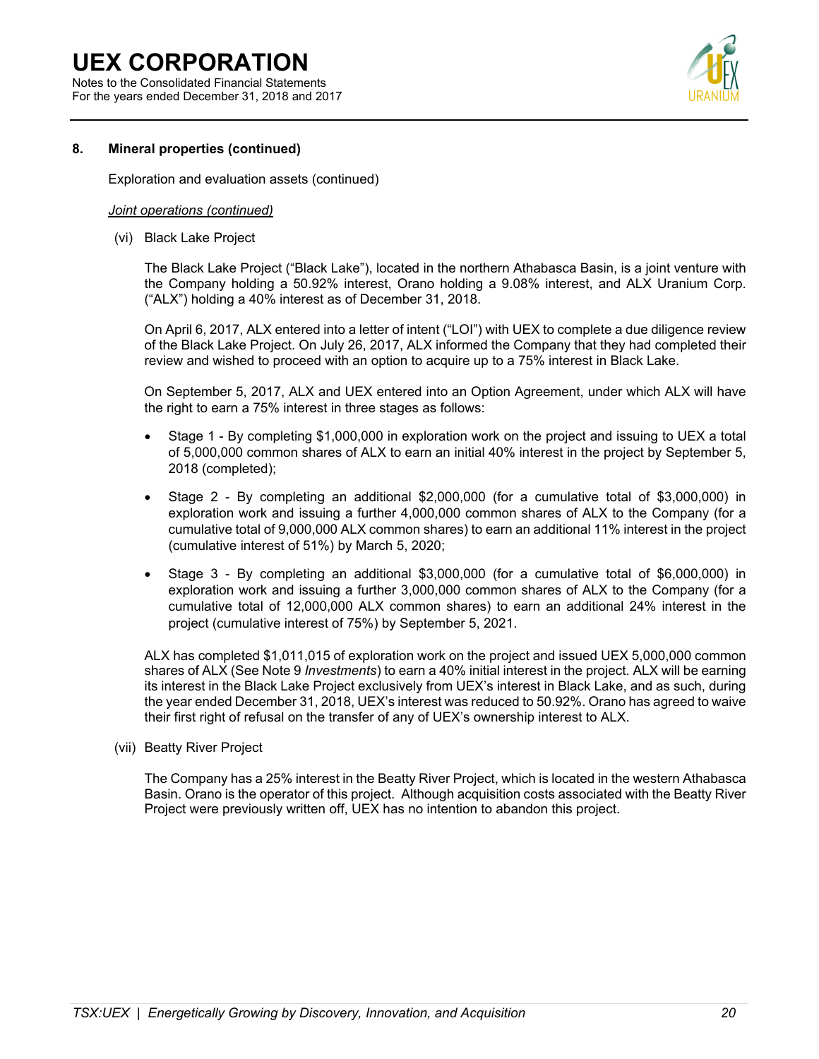## 8. Mineral properties (continued)

Exploration and evaluation assets (continued)

*Joint operations (continued)*

(vi) Black Lake Project

The Black Lake Project ("Black Lake"), located in the northern Athabasca Basin, is a joint venture with the Company holding a 50.92% interest, Orano holding a 9.08% interest, and ALX Uranium Corp. ("ALX") holding a 40% interest as of December 31, 2018.

On April 6, 2017, ALX entered into a letter of intent ("LOI") with UEX to complete a due diligence review of the Black Lake Project. On July 26, 2017, ALX informed the Company that they had completed their review and wished to proceed with an option to acquire up to a 75% interest in Black Lake.

On September 5, 2017, ALX and UEX entered into an Option Agreement, under which ALX will have the right to earn a 75% interest in three stages as follows:

- Stage 1 - By completing $1,000,000 in exploration work on the project and issuing to UEX a total of 5,000,000 common shares of ALX to earn an initial 40% interest in the project by September 5, 2018 (completed);
- Stage 2 - By completing an additional $2,000,000 (for a cumulative total of $3,000,000) in exploration work and issuing a further 4,000,000 common shares of ALX to the Company (for a cumulative total of 9,000,000 ALX common shares) to earn an additional 11% interest in the project (cumulative interest of 51%) by March 5, 2020;
- Stage 3 - By completing an additional $3,000,000 (for a cumulative total of $6,000,000) in exploration work and issuing a further 3,000,000 common shares of ALX to the Company (for a cumulative total of 12,000,000 ALX common shares) to earn an additional 24% interest in the project (cumulative interest of 75%) by September 5, 2021.

ALX has completed $1,011,015 of exploration work on the project and issued UEX 5,000,000 common shares of ALX (See Note 9 *Investments*) to earn a 40% initial interest in the project. ALX will be earning its interest in the Black Lake Project exclusively from UEX's interest in Black Lake, and as such, during the year ended December 31, 2018, UEX's interest was reduced to 50.92%. Orano has agreed to waive their first right of refusal on the transfer of any of UEX's ownership interest to ALX.

(vii) Beatty River Project

The Company has a 25% interest in the Beatty River Project, which is located in the western Athabasca Basin. Orano is the operator of this project. Although acquisition costs associated with the Beatty River Project were previously written off, UEX has no intention to abandon this project.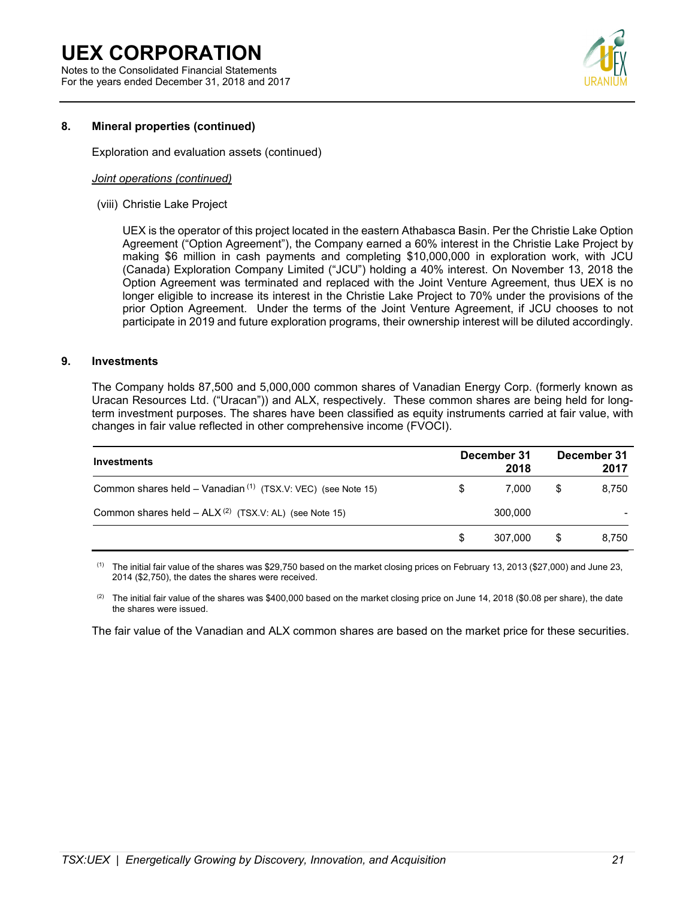## 8. Mineral properties (continued)

Exploration and evaluation assets (continued)

*Joint operations (continued)*

(viii) Christie Lake Project

UEX is the operator of this project located in the eastern Athabasca Basin. Per the Christie Lake Option Agreement ("Option Agreement"), the Company earned a 60% interest in the Christie Lake Project by making $6 million in cash payments and completing $10,000,000 in exploration work, with JCU (Canada) Exploration Company Limited ("JCU") holding a 40% interest. On November 13, 2018 the Option Agreement was terminated and replaced with the Joint Venture Agreement, thus UEX is no longer eligible to increase its interest in the Christie Lake Project to 70% under the provisions of the prior Option Agreement. Under the terms of the Joint Venture Agreement, if JCU chooses to not participate in 2019 and future exploration programs, their ownership interest will be diluted accordingly.

## 9. Investments

The Company holds 87,500 and 5,000,000 common shares of Vanadian Energy Corp. (formerly known as Uracan Resources Ltd. ("Uracan")) and ALX, respectively. These common shares are being held for long-term investment purposes. The shares have been classified as equity instruments carried at fair value, with changes in fair value reflected in other comprehensive income (FVOCI).

| Investments | December 31 2018 | December 31 2017 |
|---|---|---|
| Common shares held – Vanadian [(1)] (TSX.V: VEC) (see Note 15) | $ 7,000 | $ 8,750 |
| Common shares held – ALX [(2)] (TSX.V: AL) (see Note 15) | 300,000 | - |
| | $ 307,000 | $ 8,750 |

(1) The initial fair value of the shares was $29,750 based on the market closing prices on February 13, 2013 ($27,000) and June 23, 2014 ($2,750), the dates the shares were received.

(2) The initial fair value of the shares was $400,000 based on the market closing price on June 14, 2018 ($0.08 per share), the date the shares were issued.

The fair value of the Vanadian and ALX common shares are based on the market price for these securities.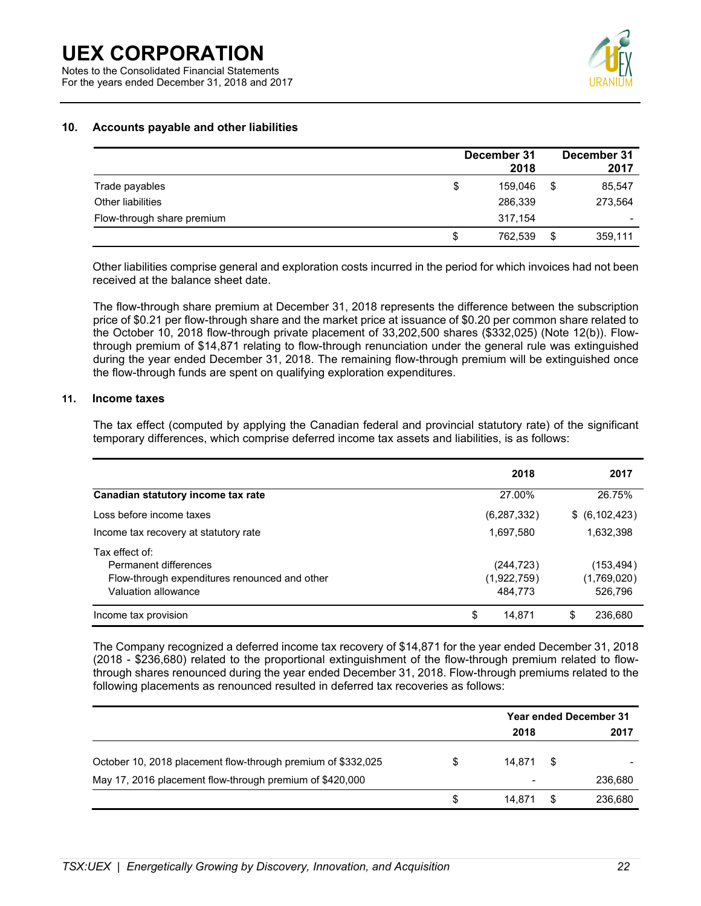## 10. Accounts payable and other liabilities

| | December 31 2018 | December 31 2017 |
|---|---|---|
| Trade payables | $ 159,046 | $ 85,547 |
| Other liabilities | 286,339 | 273,564 |
| Flow-through share premium | 317,154 | - |
| | $ 762,539 | $ 359,111 |

Other liabilities comprise general and exploration costs incurred in the period for which invoices had not been received at the balance sheet date.

The flow-through share premium at December 31, 2018 represents the difference between the subscription price of $0.21 per flow-through share and the market price at issuance of $0.20 per common share related to the October 10, 2018 flow-through private placement of 33,202,500 shares ($332,025) (Note 12(b)). Flow-through premium of $14,871 relating to flow-through renunciation under the general rule was extinguished during the year ended December 31, 2018. The remaining flow-through premium will be extinguished once the flow-through funds are spent on qualifying exploration expenditures.

## 11. Income taxes

The tax effect (computed by applying the Canadian federal and provincial statutory rate) of the significant temporary differences, which comprise deferred income tax assets and liabilities, is as follows:

| | 2018 | 2017 |
|---|---|---|
| **Canadian statutory income tax rate** | 27.00% | 26.75% |
| Loss before income taxes | (6,287,332) | $ (6,102,423) |
| Income tax recovery at statutory rate | 1,697,580 | 1,632,398 |
| Tax effect of: | | |
| Permanent differences | (244,723) | (153,494) |
| Flow-through expenditures renounced and other | (1,922,759) | (1,769,020) |
| Valuation allowance | 484,773 | 526,796 |
| Income tax provision | $ 14,871 | $ 236,680 |

The Company recognized a deferred income tax recovery of $14,871 for the year ended December 31, 2018 (2018 - $236,680) related to the proportional extinguishment of the flow-through premium related to flow-through shares renounced during the year ended December 31, 2018. Flow-through premiums related to the following placements as renounced resulted in deferred tax recoveries as follows:

| | Year ended December 31 2018 | 2017 |
|---|---|---|
| October 10, 2018 placement flow-through premium of $332,025 | $ 14,871 | $ - |
| May 17, 2016 placement flow-through premium of $420,000 | - | 236,680 |
| | $ 14,871 | $ 236,680 |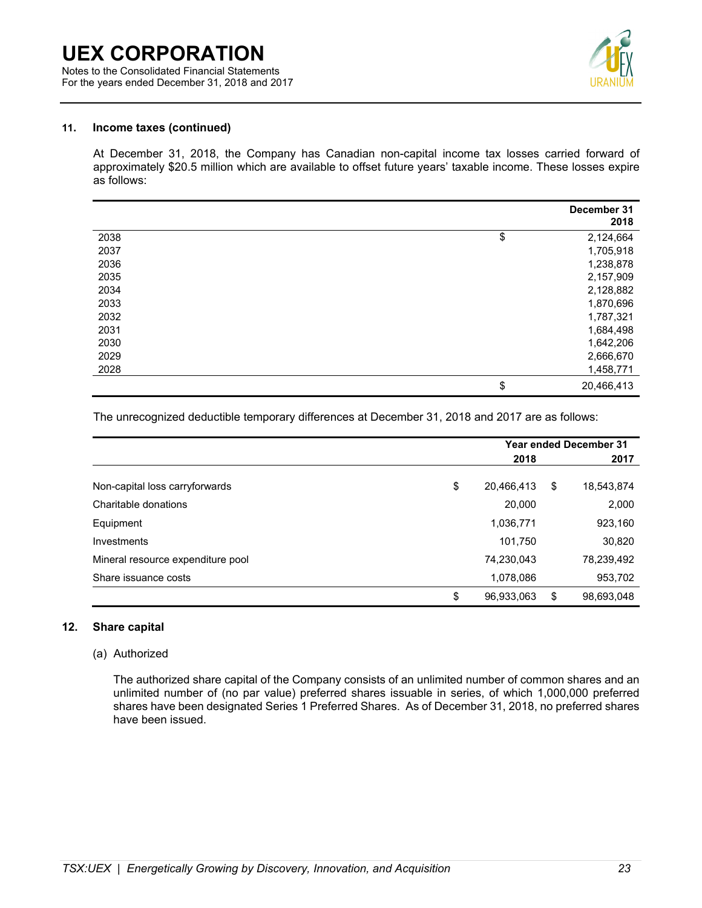## 11. Income taxes (continued)

At December 31, 2018, the Company has Canadian non-capital income tax losses carried forward of approximately $20.5 million which are available to offset future years' taxable income. These losses expire as follows:

| | | December 31 2018 |
|---|---|---|
| 2038 | $ | 2,124,664 |
| 2037 | | 1,705,918 |
| 2036 | | 1,238,878 |
| 2035 | | 2,157,909 |
| 2034 | | 2,128,882 |
| 2033 | | 1,870,696 |
| 2032 | | 1,787,321 |
| 2031 | | 1,684,498 |
| 2030 | | 1,642,206 |
| 2029 | | 2,666,670 |
| 2028 | | 1,458,771 |
| | $ | 20,466,413 |

The unrecognized deductible temporary differences at December 31, 2018 and 2017 are as follows:

| | Year ended December 31 | | | |
|---|---|---|---|---|
| | | 2018 | | 2017 |
| Non-capital loss carryforwards | $ | 20,466,413 | $ | 18,543,874 |
| Charitable donations | | 20,000 | | 2,000 |
| Equipment | | 1,036,771 | | 923,160 |
| Investments | | 101,750 | | 30,820 |
| Mineral resource expenditure pool | | 74,230,043 | | 78,239,492 |
| Share issuance costs | | 1,078,086 | | 953,702 |
| | $ | 96,933,063 | $ | 98,693,048 |

## 12. Share capital

(a) Authorized

The authorized share capital of the Company consists of an unlimited number of common shares and an unlimited number of (no par value) preferred shares issuable in series, of which 1,000,000 preferred shares have been designated Series 1 Preferred Shares. As of December 31, 2018, no preferred shares have been issued.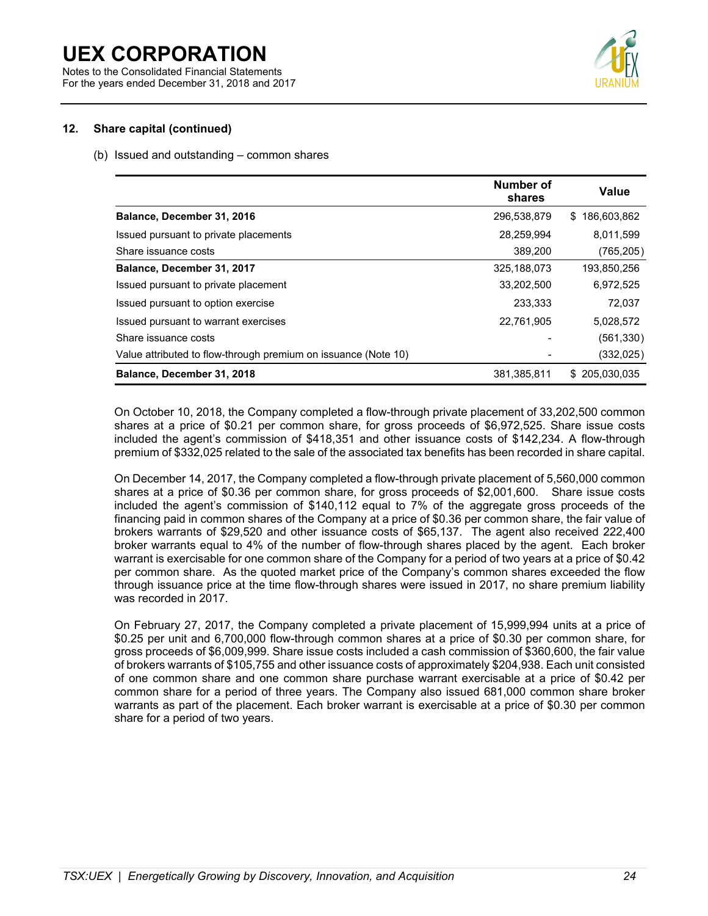## 12. Share capital (continued)

(b) Issued and outstanding – common shares

| | Number of shares | Value |
|---|---|---|
| **Balance, December 31, 2016** | 296,538,879 | $ 186,603,862 |
| Issued pursuant to private placements | 28,259,994 | 8,011,599 |
| Share issuance costs | 389,200 | (765,205) |
| **Balance, December 31, 2017** | 325,188,073 | 193,850,256 |
| Issued pursuant to private placement | 33,202,500 | 6,972,525 |
| Issued pursuant to option exercise | 233,333 | 72,037 |
| Issued pursuant to warrant exercises | 22,761,905 | 5,028,572 |
| Share issuance costs | - | (561,330) |
| Value attributed to flow-through premium on issuance (Note 10) | - | (332,025) |
| **Balance, December 31, 2018** | 381,385,811 | $ 205,030,035 |

On October 10, 2018, the Company completed a flow-through private placement of 33,202,500 common shares at a price of $0.21 per common share, for gross proceeds of $6,972,525. Share issue costs included the agent's commission of $418,351 and other issuance costs of $142,234. A flow-through premium of $332,025 related to the sale of the associated tax benefits has been recorded in share capital.

On December 14, 2017, the Company completed a flow-through private placement of 5,560,000 common shares at a price of $0.36 per common share, for gross proceeds of $2,001,600. Share issue costs included the agent's commission of $140,112 equal to 7% of the aggregate gross proceeds of the financing paid in common shares of the Company at a price of $0.36 per common share, the fair value of brokers warrants of $29,520 and other issuance costs of $65,137. The agent also received 222,400 broker warrants equal to 4% of the number of flow-through shares placed by the agent. Each broker warrant is exercisable for one common share of the Company for a period of two years at a price of $0.42 per common share. As the quoted market price of the Company's common shares exceeded the flow through issuance price at the time flow-through shares were issued in 2017, no share premium liability was recorded in 2017.

On February 27, 2017, the Company completed a private placement of 15,999,994 units at a price of $0.25 per unit and 6,700,000 flow-through common shares at a price of $0.30 per common share, for gross proceeds of $6,009,999. Share issue costs included a cash commission of $360,600, the fair value of brokers warrants of $105,755 and other issuance costs of approximately $204,938. Each unit consisted of one common share and one common share purchase warrant exercisable at a price of $0.42 per common share for a period of three years. The Company also issued 681,000 common share broker warrants as part of the placement. Each broker warrant is exercisable at a price of $0.30 per common share for a period of two years.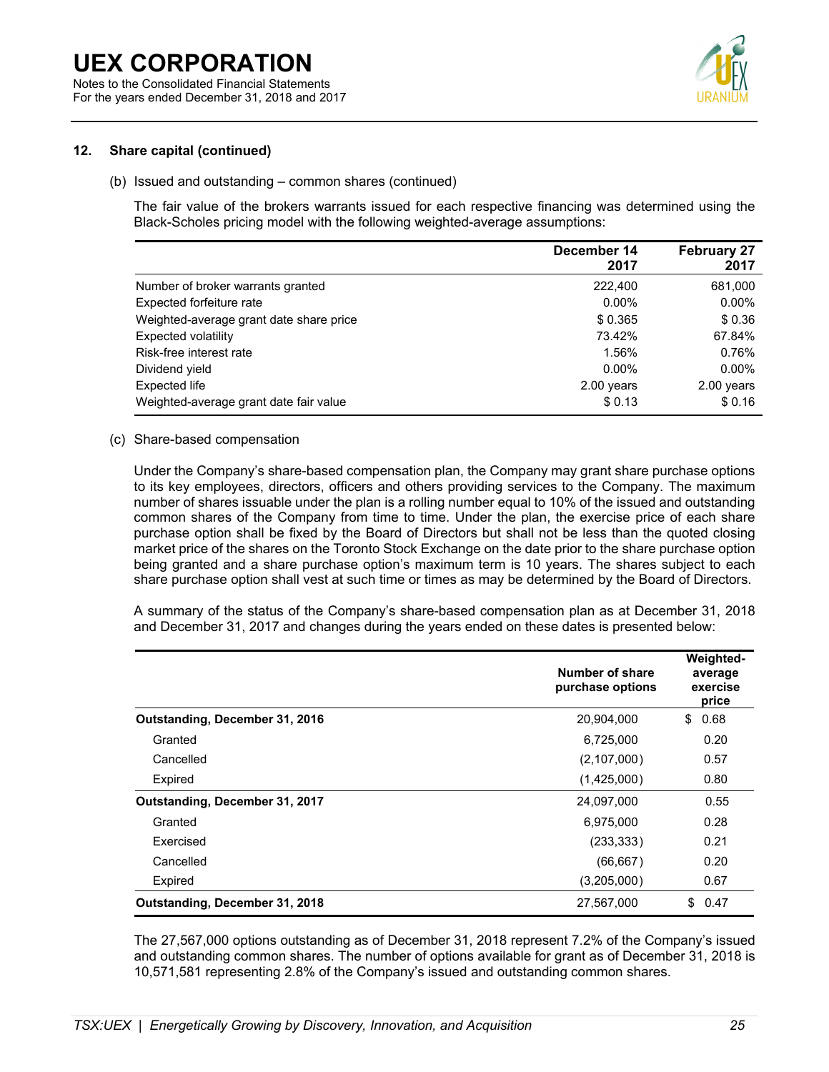## 12. Share capital (continued)

(b) Issued and outstanding – common shares (continued)

The fair value of the brokers warrants issued for each respective financing was determined using the Black-Scholes pricing model with the following weighted-average assumptions:

| | December 14 2017 | February 27 2017 |
|---|---|---|
| Number of broker warrants granted | 222,400 | 681,000 |
| Expected forfeiture rate | 0.00% | 0.00% |
| Weighted-average grant date share price | $ 0.365 | $ 0.36 |
| Expected volatility | 73.42% | 67.84% |
| Risk-free interest rate | 1.56% | 0.76% |
| Dividend yield | 0.00% | 0.00% |
| Expected life | 2.00 years | 2.00 years |
| Weighted-average grant date fair value | $ 0.13 | $ 0.16 |

(c) Share-based compensation

Under the Company's share-based compensation plan, the Company may grant share purchase options to its key employees, directors, officers and others providing services to the Company. The maximum number of shares issuable under the plan is a rolling number equal to 10% of the issued and outstanding common shares of the Company from time to time. Under the plan, the exercise price of each share purchase option shall be fixed by the Board of Directors but shall not be less than the quoted closing market price of the shares on the Toronto Stock Exchange on the date prior to the share purchase option being granted and a share purchase option's maximum term is 10 years. The shares subject to each share purchase option shall vest at such time or times as may be determined by the Board of Directors.

A summary of the status of the Company's share-based compensation plan as at December 31, 2018 and December 31, 2017 and changes during the years ended on these dates is presented below:

| | Number of share purchase options | Weighted-average exercise price |
|---|---|---|
| **Outstanding, December 31, 2016** | 20,904,000 | $ 0.68 |
| Granted | 6,725,000 | 0.20 |
| Cancelled | (2,107,000) | 0.57 |
| Expired | (1,425,000) | 0.80 |
| **Outstanding, December 31, 2017** | 24,097,000 | 0.55 |
| Granted | 6,975,000 | 0.28 |
| Exercised | (233,333) | 0.21 |
| Cancelled | (66,667) | 0.20 |
| Expired | (3,205,000) | 0.67 |
| **Outstanding, December 31, 2018** | 27,567,000 | $ 0.47 |

The 27,567,000 options outstanding as of December 31, 2018 represent 7.2% of the Company's issued and outstanding common shares. The number of options available for grant as of December 31, 2018 is 10,571,581 representing 2.8% of the Company's issued and outstanding common shares.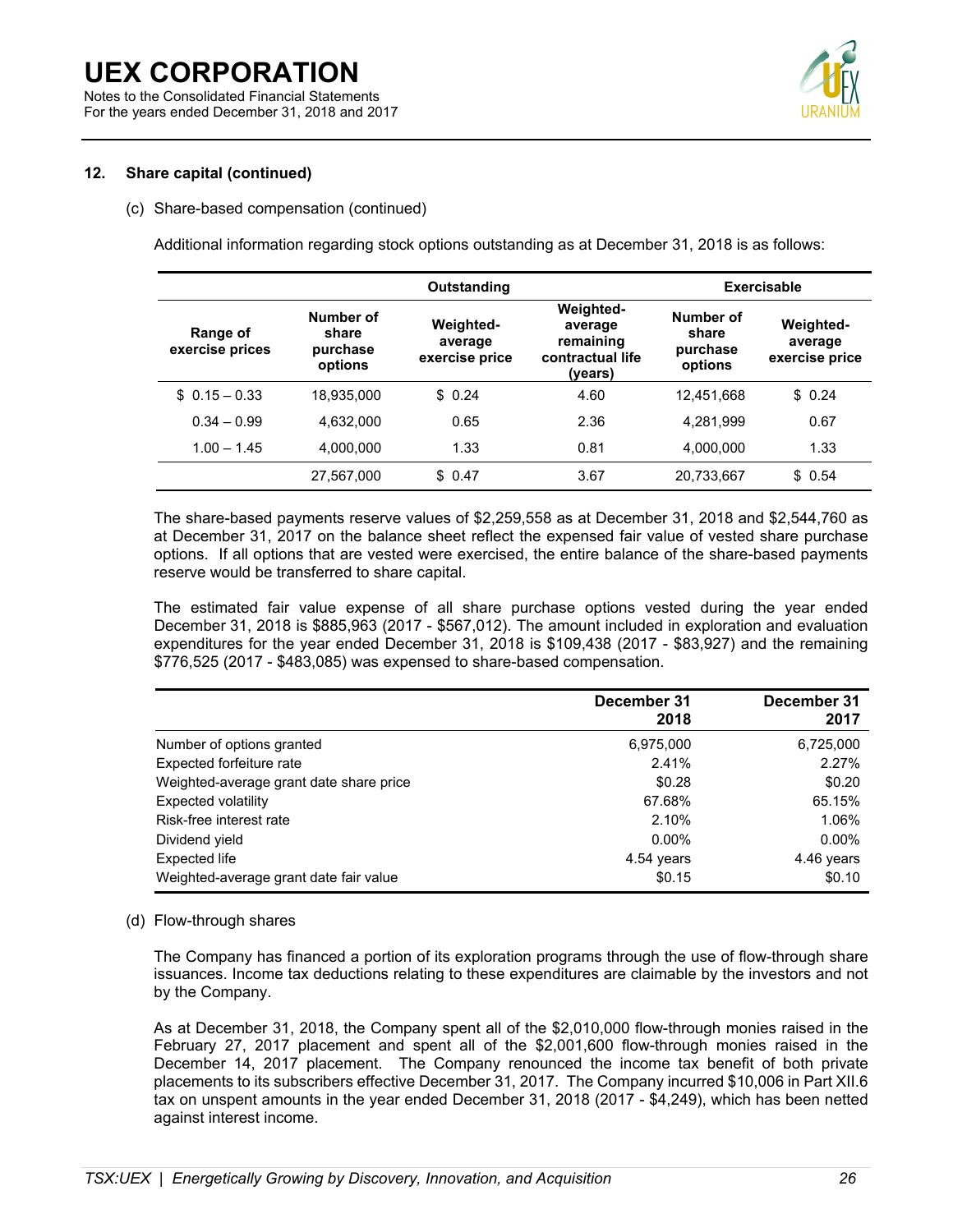## 12. Share capital (continued)

### (c) Share-based compensation (continued)

Additional information regarding stock options outstanding as at December 31, 2018 is as follows:

| | Outstanding | | | Exercisable | |
|---|---|---|---|---|---|
| Range of exercise prices | Number of share purchase options | Weighted-average exercise price | Weighted-average remaining contractual life (years) | Number of share purchase options | Weighted-average exercise price |
| $ 0.15 – 0.33 | 18,935,000 | $ 0.24 | 4.60 | 12,451,668 | $ 0.24 |
| 0.34 – 0.99 | 4,632,000 | 0.65 | 2.36 | 4,281,999 | 0.67 |
| 1.00 – 1.45 | 4,000,000 | 1.33 | 0.81 | 4,000,000 | 1.33 |
| | 27,567,000 | $ 0.47 | 3.67 | 20,733,667 | $ 0.54 |

The share-based payments reserve values of $2,259,558 as at December 31, 2018 and $2,544,760 as at December 31, 2017 on the balance sheet reflect the expensed fair value of vested share purchase options. If all options that are vested were exercised, the entire balance of the share-based payments reserve would be transferred to share capital.

The estimated fair value expense of all share purchase options vested during the year ended December 31, 2018 is $885,963 (2017 - $567,012). The amount included in exploration and evaluation expenditures for the year ended December 31, 2018 is $109,438 (2017 - $83,927) and the remaining $776,525 (2017 - $483,085) was expensed to share-based compensation.

| | December 31 2018 | December 31 2017 |
|---|---|---|
| Number of options granted | 6,975,000 | 6,725,000 |
| Expected forfeiture rate | 2.41% | 2.27% |
| Weighted-average grant date share price | $0.28 | $0.20 |
| Expected volatility | 67.68% | 65.15% |
| Risk-free interest rate | 2.10% | 1.06% |
| Dividend yield | 0.00% | 0.00% |
| Expected life | 4.54 years | 4.46 years |
| Weighted-average grant date fair value | $0.15 | $0.10 |

### (d) Flow-through shares

The Company has financed a portion of its exploration programs through the use of flow-through share issuances. Income tax deductions relating to these expenditures are claimable by the investors and not by the Company.

As at December 31, 2018, the Company spent all of the $2,010,000 flow-through monies raised in the February 27, 2017 placement and spent all of the $2,001,600 flow-through monies raised in the December 14, 2017 placement. The Company renounced the income tax benefit of both private placements to its subscribers effective December 31, 2017. The Company incurred $10,006 in Part XII.6 tax on unspent amounts in the year ended December 31, 2018 (2017 - $4,249), which has been netted against interest income.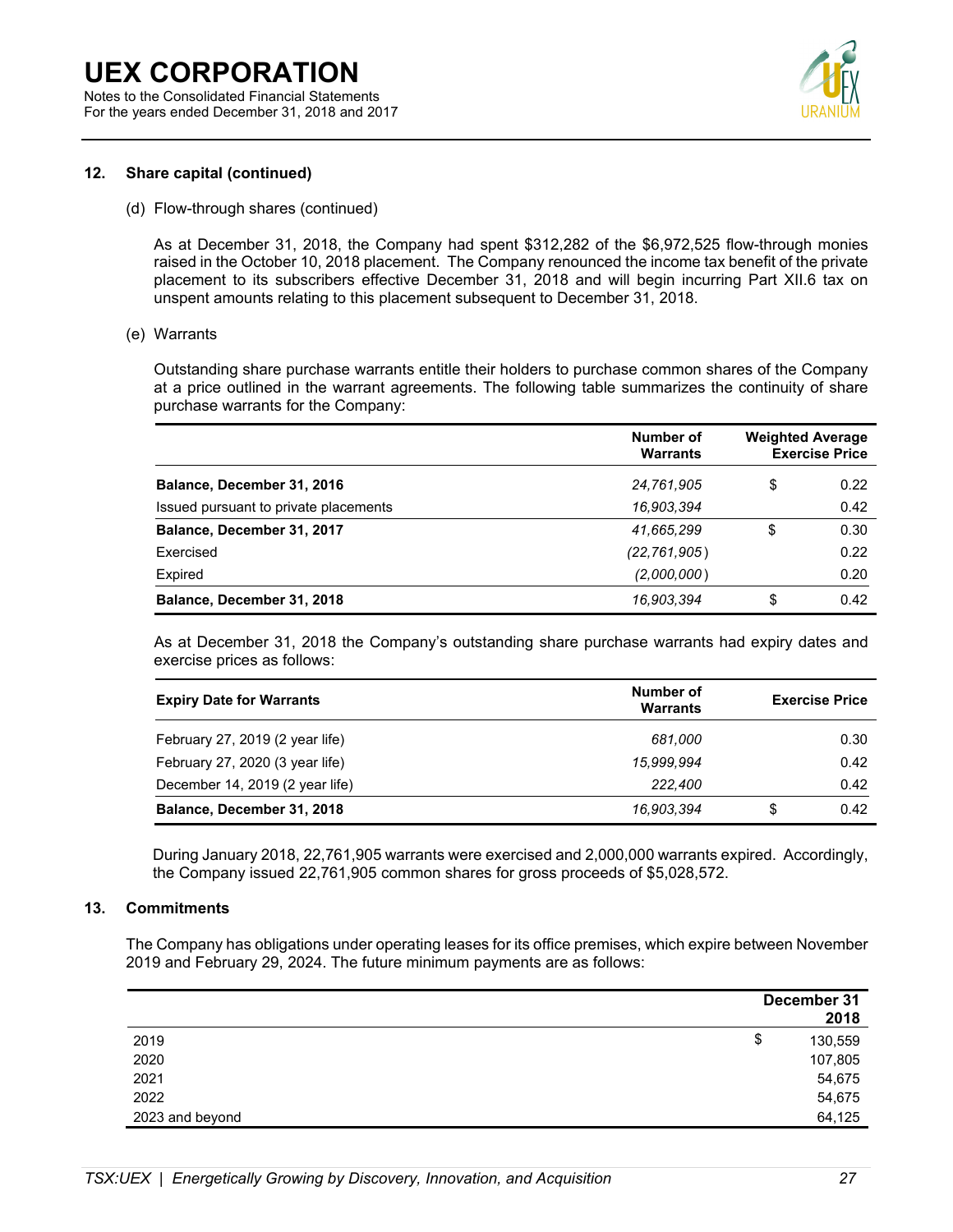## 12. Share capital (continued)

(d) Flow-through shares (continued)

As at December 31, 2018, the Company had spent $312,282 of the $6,972,525 flow-through monies raised in the October 10, 2018 placement. The Company renounced the income tax benefit of the private placement to its subscribers effective December 31, 2018 and will begin incurring Part XII.6 tax on unspent amounts relating to this placement subsequent to December 31, 2018.

(e) Warrants

Outstanding share purchase warrants entitle their holders to purchase common shares of the Company at a price outlined in the warrant agreements. The following table summarizes the continuity of share purchase warrants for the Company:

| | Number of Warrants | Weighted Average Exercise Price |
|---|---|---|
| **Balance, December 31, 2016** | *24,761,905* | $ 0.22 |
| Issued pursuant to private placements | *16,903,394* | 0.42 |
| **Balance, December 31, 2017** | *41,665,299* | $ 0.30 |
| Exercised | *(22,761,905)* | 0.22 |
| Expired | *(2,000,000)* | 0.20 |
| **Balance, December 31, 2018** | *16,903,394* | $ 0.42 |

As at December 31, 2018 the Company's outstanding share purchase warrants had expiry dates and exercise prices as follows:

| Expiry Date for Warrants | Number of Warrants | Exercise Price |
|---|---|---|
| February 27, 2019 (2 year life) | *681,000* | 0.30 |
| February 27, 2020 (3 year life) | *15,999,994* | 0.42 |
| December 14, 2019 (2 year life) | *222,400* | 0.42 |
| **Balance, December 31, 2018** | *16,903,394* | $ 0.42 |

During January 2018, 22,761,905 warrants were exercised and 2,000,000 warrants expired. Accordingly, the Company issued 22,761,905 common shares for gross proceeds of $5,028,572.

## 13. Commitments

The Company has obligations under operating leases for its office premises, which expire between November 2019 and February 29, 2024. The future minimum payments are as follows:

| | December 31 2018 |
|---|---|
| 2019 | $ 130,559 |
| 2020 | 107,805 |
| 2021 | 54,675 |
| 2022 | 54,675 |
| 2023 and beyond | 64,125 |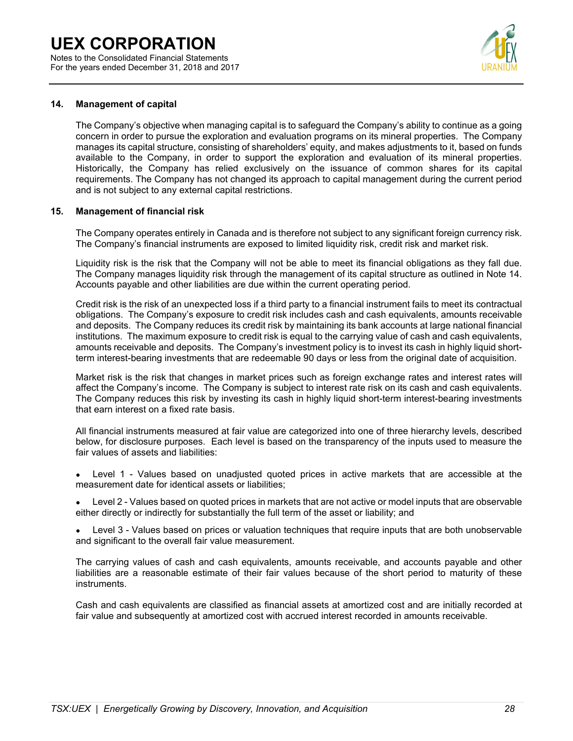## 14. Management of capital

The Company's objective when managing capital is to safeguard the Company's ability to continue as a going concern in order to pursue the exploration and evaluation programs on its mineral properties. The Company manages its capital structure, consisting of shareholders' equity, and makes adjustments to it, based on funds available to the Company, in order to support the exploration and evaluation of its mineral properties. Historically, the Company has relied exclusively on the issuance of common shares for its capital requirements. The Company has not changed its approach to capital management during the current period and is not subject to any external capital restrictions.

## 15. Management of financial risk

The Company operates entirely in Canada and is therefore not subject to any significant foreign currency risk. The Company's financial instruments are exposed to limited liquidity risk, credit risk and market risk.

Liquidity risk is the risk that the Company will not be able to meet its financial obligations as they fall due. The Company manages liquidity risk through the management of its capital structure as outlined in Note 14. Accounts payable and other liabilities are due within the current operating period.

Credit risk is the risk of an unexpected loss if a third party to a financial instrument fails to meet its contractual obligations. The Company's exposure to credit risk includes cash and cash equivalents, amounts receivable and deposits. The Company reduces its credit risk by maintaining its bank accounts at large national financial institutions. The maximum exposure to credit risk is equal to the carrying value of cash and cash equivalents, amounts receivable and deposits. The Company's investment policy is to invest its cash in highly liquid short-term interest-bearing investments that are redeemable 90 days or less from the original date of acquisition.

Market risk is the risk that changes in market prices such as foreign exchange rates and interest rates will affect the Company's income. The Company is subject to interest rate risk on its cash and cash equivalents. The Company reduces this risk by investing its cash in highly liquid short-term interest-bearing investments that earn interest on a fixed rate basis.

All financial instruments measured at fair value are categorized into one of three hierarchy levels, described below, for disclosure purposes. Each level is based on the transparency of the inputs used to measure the fair values of assets and liabilities:

- Level 1 - Values based on unadjusted quoted prices in active markets that are accessible at the measurement date for identical assets or liabilities;
- Level 2 - Values based on quoted prices in markets that are not active or model inputs that are observable either directly or indirectly for substantially the full term of the asset or liability; and
- Level 3 - Values based on prices or valuation techniques that require inputs that are both unobservable and significant to the overall fair value measurement.

The carrying values of cash and cash equivalents, amounts receivable, and accounts payable and other liabilities are a reasonable estimate of their fair values because of the short period to maturity of these instruments.

Cash and cash equivalents are classified as financial assets at amortized cost and are initially recorded at fair value and subsequently at amortized cost with accrued interest recorded in amounts receivable.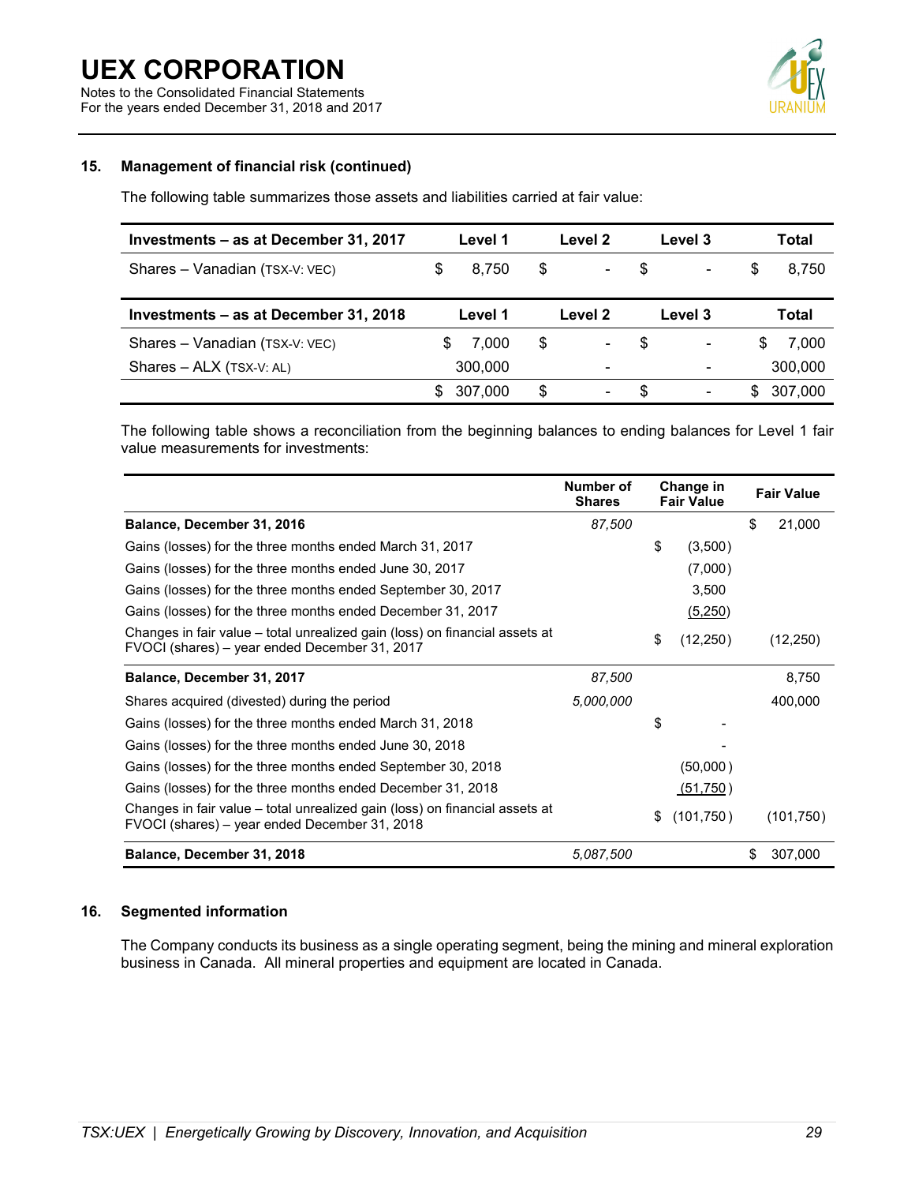## 15. Management of financial risk (continued)

The following table summarizes those assets and liabilities carried at fair value:

| Investments – as at December 31, 2017 | Level 1 | Level 2 | Level 3 | Total |
|---|---|---|---|---|
| Shares – Vanadian (TSX-V: VEC) | $ 8,750 | $ - | $ - | $ 8,750 |

| Investments – as at December 31, 2018 | Level 1 | Level 2 | Level 3 | Total |
|---|---|---|---|---|
| Shares – Vanadian (TSX-V: VEC) | $ 7,000 | $ - | $ - | $ 7,000 |
| Shares – ALX (TSX-V: AL) | 300,000 | - | - | 300,000 |
| | $ 307,000 | $ - | $ - | $ 307,000 |

The following table shows a reconciliation from the beginning balances to ending balances for Level 1 fair value measurements for investments:

| | Number of Shares | Change in Fair Value | Fair Value |
|---|---|---|---|
| **Balance, December 31, 2016** | *87,500* | | $ 21,000 |
| Gains (losses) for the three months ended March 31, 2017 | | $ (3,500) | |
| Gains (losses) for the three months ended June 30, 2017 | | (7,000) | |
| Gains (losses) for the three months ended September 30, 2017 | | 3,500 | |
| Gains (losses) for the three months ended December 31, 2017 | | (5,250) | |
| Changes in fair value – total unrealized gain (loss) on financial assets at FVOCI (shares) – year ended December 31, 2017 | | $ (12,250) | (12,250) |
| **Balance, December 31, 2017** | *87,500* | | 8,750 |
| Shares acquired (divested) during the period | *5,000,000* | | 400,000 |
| Gains (losses) for the three months ended March 31, 2018 | | $ - | |
| Gains (losses) for the three months ended June 30, 2018 | | - | |
| Gains (losses) for the three months ended September 30, 2018 | | (50,000) | |
| Gains (losses) for the three months ended December 31, 2018 | | (51,750) | |
| Changes in fair value – total unrealized gain (loss) on financial assets at FVOCI (shares) – year ended December 31, 2018 | | $ (101,750) | (101,750) |
| **Balance, December 31, 2018** | *5,087,500* | | $ 307,000 |

## 16. Segmented information

The Company conducts its business as a single operating segment, being the mining and mineral exploration business in Canada. All mineral properties and equipment are located in Canada.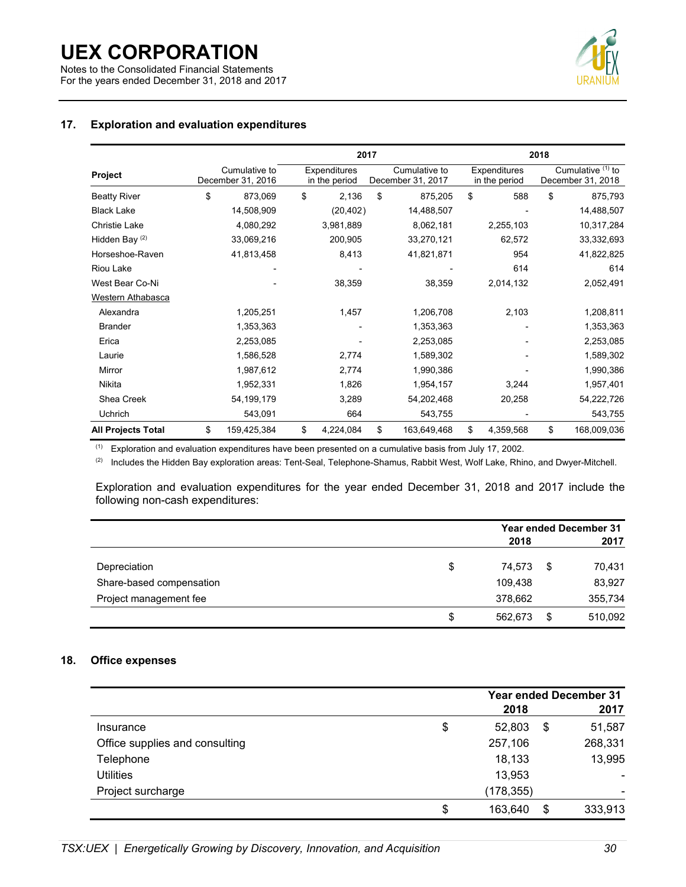## 17. Exploration and evaluation expenditures

| Project | Cumulative to December 31, 2016 | 2017 Expenditures in the period | 2017 Cumulative to December 31, 2017 | 2018 Expenditures in the period | 2018 Cumulative [(1)] to December 31, 2018 |
|---|---|---|---|---|---|
| Beatty River | $ 873,069 | $ 2,136 | $ 875,205 | $ 588 | $ 875,793 |
| Black Lake | 14,508,909 | (20,402) | 14,488,507 | - | 14,488,507 |
| Christie Lake | 4,080,292 | 3,981,889 | 8,062,181 | 2,255,103 | 10,317,284 |
| Hidden Bay [(2)] | 33,069,216 | 200,905 | 33,270,121 | 62,572 | 33,332,693 |
| Horseshoe-Raven | 41,813,458 | 8,413 | 41,821,871 | 954 | 41,822,825 |
| Riou Lake | - | - | - | 614 | 614 |
| West Bear Co-Ni | - | 38,359 | 38,359 | 2,014,132 | 2,052,491 |
| Western Athabasca | | | | | |
| Alexandra | 1,205,251 | 1,457 | 1,206,708 | 2,103 | 1,208,811 |
| Brander | 1,353,363 | - | 1,353,363 | - | 1,353,363 |
| Erica | 2,253,085 | - | 2,253,085 | - | 2,253,085 |
| Laurie | 1,586,528 | 2,774 | 1,589,302 | - | 1,589,302 |
| Mirror | 1,987,612 | 2,774 | 1,990,386 | - | 1,990,386 |
| Nikita | 1,952,331 | 1,826 | 1,954,157 | 3,244 | 1,957,401 |
| Shea Creek | 54,199,179 | 3,289 | 54,202,468 | 20,258 | 54,222,726 |
| Uchrich | 543,091 | 664 | 543,755 | - | 543,755 |
| **All Projects Total** | $ 159,425,384 | $ 4,224,084 | $ 163,649,468 | $ 4,359,568 | $ 168,009,036 |

(1) Exploration and evaluation expenditures have been presented on a cumulative basis from July 17, 2002.

(2) Includes the Hidden Bay exploration areas: Tent-Seal, Telephone-Shamus, Rabbit West, Wolf Lake, Rhino, and Dwyer-Mitchell.

Exploration and evaluation expenditures for the year ended December 31, 2018 and 2017 include the following non-cash expenditures:

| | Year ended December 31 2018 | 2017 |
|---|---|---|
| Depreciation | $ 74,573 | $ 70,431 |
| Share-based compensation | 109,438 | 83,927 |
| Project management fee | 378,662 | 355,734 |
| | $ 562,673 | $ 510,092 |

## 18. Office expenses

| | Year ended December 31 2018 | 2017 |
|---|---|---|
| Insurance | $ 52,803 | $ 51,587 |
| Office supplies and consulting | 257,106 | 268,331 |
| Telephone | 18,133 | 13,995 |
| Utilities | 13,953 | - |
| Project surcharge | (178,355) | - |
| | $ 163,640 | $ 333,913 |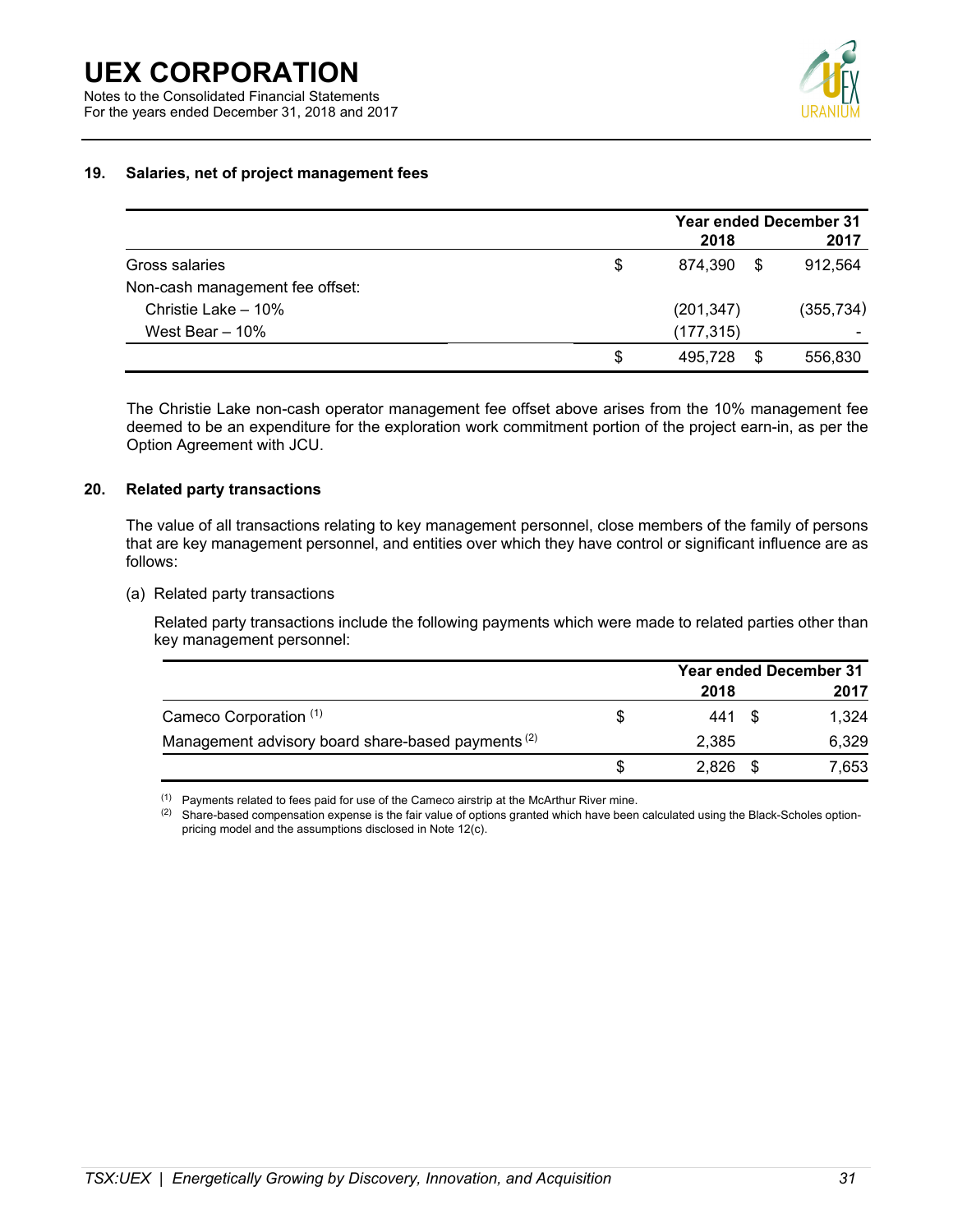## 19. Salaries, net of project management fees

| | Year ended December 31 | |
|---|---|---|
| | 2018 | 2017 |
| Gross salaries | $ 874,390 | $ 912,564 |
| Non-cash management fee offset: | | |
| Christie Lake – 10% | (201,347) | (355,734) |
| West Bear – 10% | (177,315) | - |
| | $ 495,728 | $ 556,830 |

The Christie Lake non-cash operator management fee offset above arises from the 10% management fee deemed to be an expenditure for the exploration work commitment portion of the project earn-in, as per the Option Agreement with JCU.

## 20. Related party transactions

The value of all transactions relating to key management personnel, close members of the family of persons that are key management personnel, and entities over which they have control or significant influence are as follows:

(a) Related party transactions

Related party transactions include the following payments which were made to related parties other than key management personnel:

| | Year ended December 31 | |
|---|---|---|
| | 2018 | 2017 |
| Cameco Corporation [(1)] | $ 441 | $ 1,324 |
| Management advisory board share-based payments [(2)] | 2,385 | 6,329 |
| | $ 2,826 | $ 7,653 |

[(1)] Payments related to fees paid for use of the Cameco airstrip at the McArthur River mine.

[(2)] Share-based compensation expense is the fair value of options granted which have been calculated using the Black-Scholes option-pricing model and the assumptions disclosed in Note 12(c).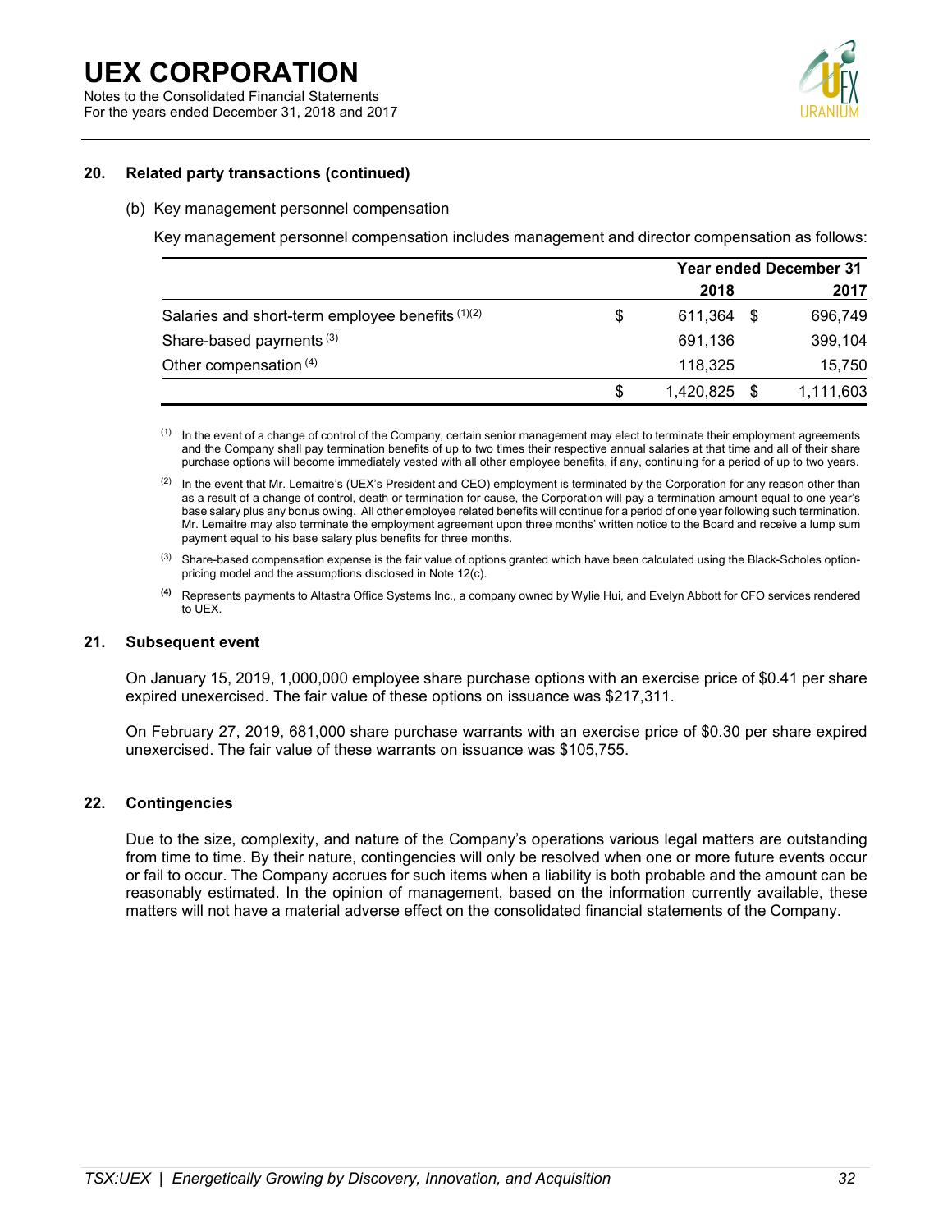### 20. Related party transactions (continued)

(b) Key management personnel compensation

Key management personnel compensation includes management and director compensation as follows:

| | Year ended December 31 | |
|---|---:|---:|
| | 2018 | 2017 |
| Salaries and short-term employee benefits [(1)(2)] | $ 611,364 | $ 696,749 |
| Share-based payments [(3)] | 691,136 | 399,104 |
| Other compensation [(4)] | 118,325 | 15,750 |
| | $ 1,420,825 | $ 1,111,603 |

(1) In the event of a change of control of the Company, certain senior management may elect to terminate their employment agreements and the Company shall pay termination benefits of up to two times their respective annual salaries at that time and all of their share purchase options will become immediately vested with all other employee benefits, if any, continuing for a period of up to two years.

(2) In the event that Mr. Lemaitre's (UEX's President and CEO) employment is terminated by the Corporation for any reason other than as a result of a change of control, death or termination for cause, the Corporation will pay a termination amount equal to one year's base salary plus any bonus owing. All other employee related benefits will continue for a period of one year following such termination. Mr. Lemaitre may also terminate the employment agreement upon three months' written notice to the Board and receive a lump sum payment equal to his base salary plus benefits for three months.

(3) Share-based compensation expense is the fair value of options granted which have been calculated using the Black-Scholes option-pricing model and the assumptions disclosed in Note 12(c).

(4) Represents payments to Altastra Office Systems Inc., a company owned by Wylie Hui, and Evelyn Abbott for CFO services rendered to UEX.

### 21. Subsequent event

On January 15, 2019, 1,000,000 employee share purchase options with an exercise price of $0.41 per share expired unexercised. The fair value of these options on issuance was $217,311.

On February 27, 2019, 681,000 share purchase warrants with an exercise price of $0.30 per share expired unexercised. The fair value of these warrants on issuance was $105,755.

### 22. Contingencies

Due to the size, complexity, and nature of the Company's operations various legal matters are outstanding from time to time. By their nature, contingencies will only be resolved when one or more future events occur or fail to occur. The Company accrues for such items when a liability is both probable and the amount can be reasonably estimated. In the opinion of management, based on the information currently available, these matters will not have a material adverse effect on the consolidated financial statements of the Company.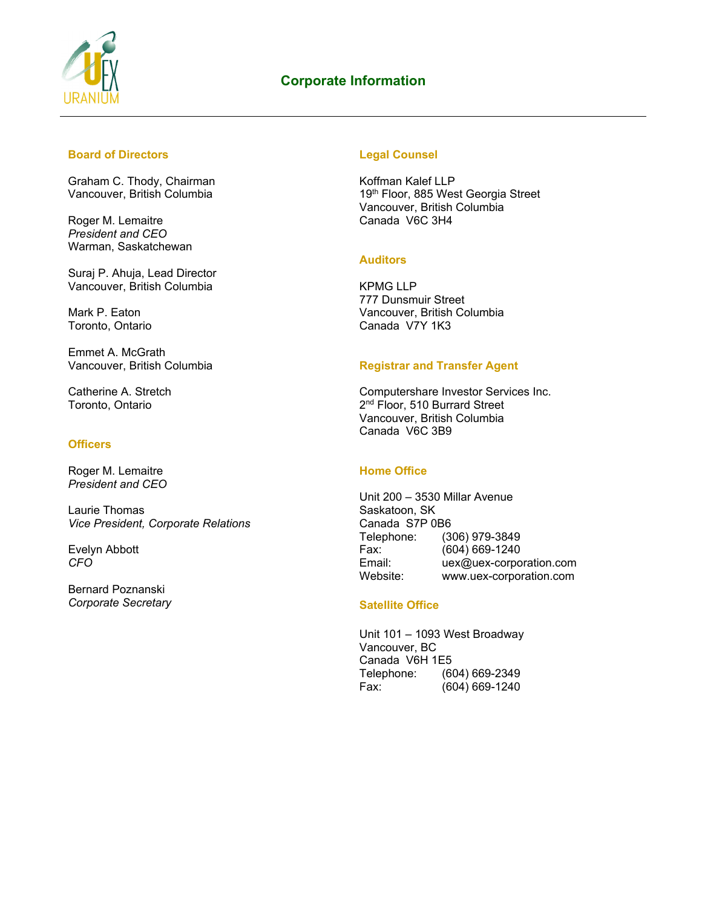# Corporate Information

## Board of Directors

Graham C. Thody, Chairman
Vancouver, British Columbia

Roger M. Lemaitre
*President and CEO*
Warman, Saskatchewan

Suraj P. Ahuja, Lead Director
Vancouver, British Columbia

Mark P. Eaton
Toronto, Ontario

Emmet A. McGrath
Vancouver, British Columbia

Catherine A. Stretch
Toronto, Ontario

## Officers

Roger M. Lemaitre
*President and CEO*

Laurie Thomas
*Vice President, Corporate Relations*

Evelyn Abbott
*CFO*

Bernard Poznanski
*Corporate Secretary*

## Legal Counsel

Koffman Kalef LLP
19th Floor, 885 West Georgia Street
Vancouver, British Columbia
Canada V6C 3H4

## Auditors

KPMG LLP
777 Dunsmuir Street
Vancouver, British Columbia
Canada V7Y 1K3

## Registrar and Transfer Agent

Computershare Investor Services Inc.
2nd Floor, 510 Burrard Street
Vancouver, British Columbia
Canada V6C 3B9

## Home Office

Unit 200 – 3530 Millar Avenue
Saskatoon, SK
Canada S7P 0B6
Telephone: (306) 979-3849
Fax: (604) 669-1240
Email: uex@uex-corporation.com
Website: www.uex-corporation.com

## Satellite Office

Unit 101 – 1093 West Broadway
Vancouver, BC
Canada V6H 1E5
Telephone: (604) 669-2349
Fax: (604) 669-1240